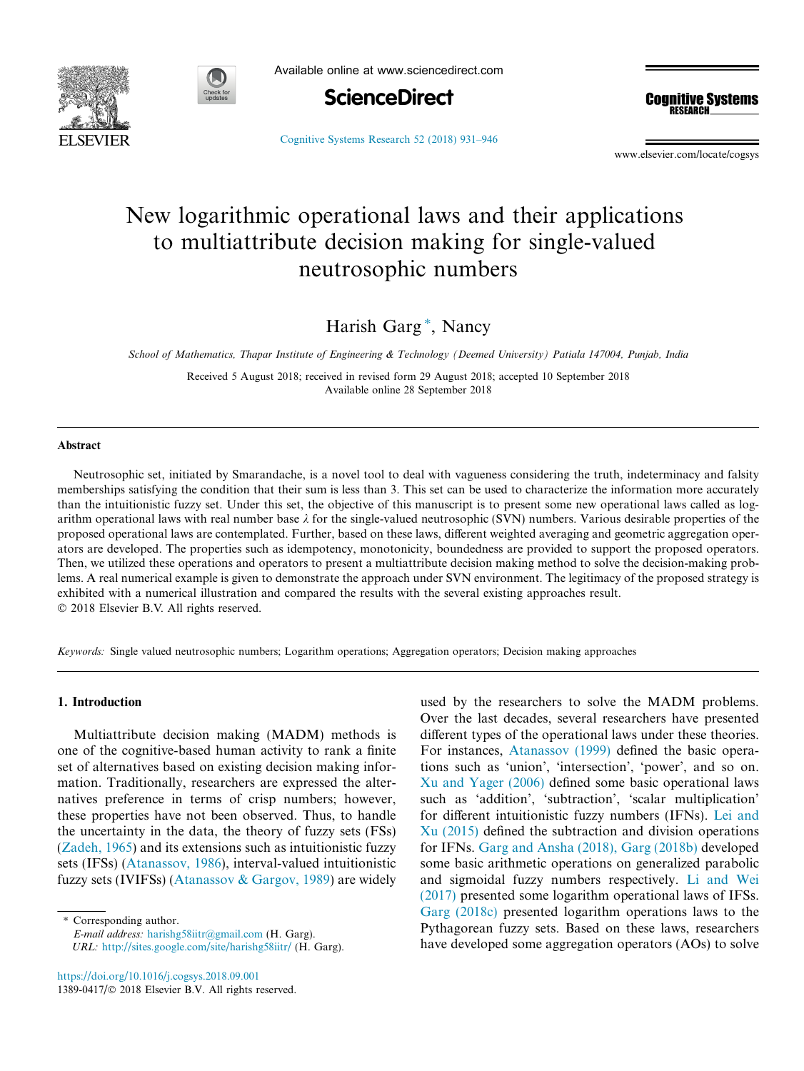# New logarithmic operational laws and their applications to multiattribute decision making for single-valued neutrosophic numbers

Harish Garg *, Nancy

*School of Mathematics, Thapar Institute of Engineering & Technology (Deemed University) Patiala 147004, Punjab, India*

Received 5 August 2018; received in revised form 29 August 2018; accepted 10 September 2018
Available online 28 September 2018

## Abstract

Neutrosophic set, initiated by Smarandache, is a novel tool to deal with vagueness considering the truth, indeterminacy and falsity memberships satisfying the condition that their sum is less than 3. This set can be used to characterize the information more accurately than the intuitionistic fuzzy set. Under this set, the objective of this manuscript is to present some new operational laws called as logarithm operational laws with real number base $\lambda$ for the single-valued neutrosophic (SVN) numbers. Various desirable properties of the proposed operational laws are contemplated. Further, based on these laws, different weighted averaging and geometric aggregation operators are developed. The properties such as idempotency, monotonicity, boundedness are provided to support the proposed operators. Then, we utilized these operations and operators to present a multiattribute decision making method to solve the decision-making problems. A real numerical example is given to demonstrate the approach under SVN environment. The legitimacy of the proposed strategy is exhibited with a numerical illustration and compared the results with the several existing approaches result.
© 2018 Elsevier B.V. All rights reserved.

*Keywords:* Single valued neutrosophic numbers; Logarithm operations; Aggregation operators; Decision making approaches

## 1. Introduction

Multiattribute decision making (MADM) methods is one of the cognitive-based human activity to rank a finite set of alternatives based on existing decision making information. Traditionally, researchers are expressed the alternatives preference in terms of crisp numbers; however, these properties have not been observed. Thus, to handle the uncertainty in the data, the theory of fuzzy sets (FSs) (Zadeh, 1965) and its extensions such as intuitionistic fuzzy sets (IFSs) (Atanassov, 1986), interval-valued intuitionistic fuzzy sets (IVIFSs) (Atanassov & Gargov, 1989) are widely used by the researchers to solve the MADM problems. Over the last decades, several researchers have presented different types of the operational laws under these theories. For instances, Atanassov (1999) defined the basic operations such as 'union', 'intersection', 'power', and so on. Xu and Yager (2006) defined some basic operational laws such as 'addition', 'subtraction', 'scalar multiplication' for different intuitionistic fuzzy numbers (IFNs). Lei and Xu (2015) defined the subtraction and division operations for IFNs. Garg and Ansha (2018), Garg (2018b) developed some basic arithmetic operations on generalized parabolic and sigmoidal fuzzy numbers respectively. Li and Wei (2017) presented some logarithm operational laws of IFSs. Garg (2018c) presented logarithm operations laws to the Pythagorean fuzzy sets. Based on these laws, researchers have developed some aggregation operators (AOs) to solve

* Corresponding author.
*E-mail address:* harishg58iitr@gmail.com (H. Garg).
*URL:* http://sites.google.com/site/harishg58iitr/ (H. Garg).

https://doi.org/10.1016/j.cogsys.2018.09.001
1389-0417/© 2018 Elsevier B.V. All rights reserved.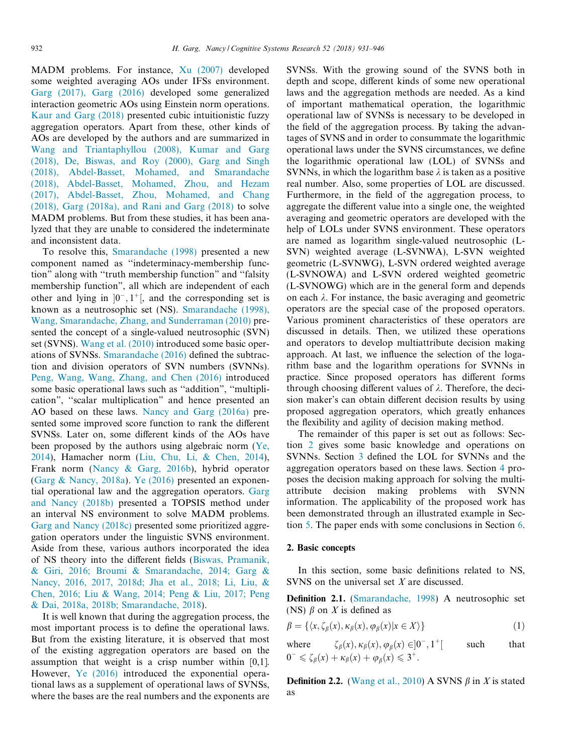MADM problems. For instance, Xu (2007) developed some weighted averaging AOs under IFSs environment. Garg (2017), Garg (2016) developed some generalized interaction geometric AOs using Einstein norm operations. Kaur and Garg (2018) presented cubic intuitionistic fuzzy aggregation operators. Apart from these, other kinds of AOs are developed by the authors and are summarized in Wang and Triantaphyllou (2008), Kumar and Garg (2018), De, Biswas, and Roy (2000), Garg and Singh (2018), Abdel-Basset, Mohamed, and Smarandache (2018), Abdel-Basset, Mohamed, Zhou, and Hezam (2017), Abdel-Basset, Zhou, Mohamed, and Chang (2018), Garg (2018a), and Rani and Garg (2018) to solve MADM problems. But from these studies, it has been analyzed that they are unable to considered the indeterminate and inconsistent data.

To resolve this, Smarandache (1998) presented a new component named as "indeterminacy-membership function" along with "truth membership function" and "falsity membership function", all which are independent of each other and lying in $]0^-, 1^+[$, and the corresponding set is known as a neutrosophic set (NS). Smarandache (1998), Wang, Smarandache, Zhang, and Sunderraman (2010) presented the concept of a single-valued neutrosophic (SVN) set (SVNS). Wang et al. (2010) introduced some basic operations of SVNSs. Smarandache (2016) defined the subtraction and division operators of SVN numbers (SVNNs). Peng, Wang, Wang, Zhang, and Chen (2016) introduced some basic operational laws such as "addition", "multiplication", "scalar multiplication" and hence presented an AO based on these laws. Nancy and Garg (2016a) presented some improved score function to rank the different SVNSs. Later on, some different kinds of the AOs have been proposed by the authors using algebraic norm (Ye, 2014), Hamacher norm (Liu, Chu, Li, & Chen, 2014), Frank norm (Nancy & Garg, 2016b), hybrid operator (Garg & Nancy, 2018a). Ye (2016) presented an exponential operational law and the aggregation operators. Garg and Nancy (2018b) presented a TOPSIS method under an interval NS environment to solve MADM problems. Garg and Nancy (2018c) presented some prioritized aggregation operators under the linguistic SVNS environment. Aside from these, various authors incorporated the idea of NS theory into the different fields (Biswas, Pramanik, & Giri, 2016; Broumi & Smarandache, 2014; Garg & Nancy, 2016, 2017, 2018d; Jha et al., 2018; Li, Liu, & Chen, 2016; Liu & Wang, 2014; Peng & Liu, 2017; Peng & Dai, 2018a, 2018b; Smarandache, 2018).

It is well known that during the aggregation process, the most important process is to define the operational laws. But from the existing literature, it is observed that most of the existing aggregation operators are based on the assumption that weight is a crisp number within [0,1]. However, Ye (2016) introduced the exponential operational laws as a supplement of operational laws of SVNSs, where the bases are the real numbers and the exponents are SVNSs. With the growing sound of the SVNS both in depth and scope, different kinds of some new operational laws and the aggregation methods are needed. As a kind of important mathematical operation, the logarithmic operational law of SVNSs is necessary to be developed in the field of the aggregation process. By taking the advantages of SVNS and in order to consummate the logarithmic operational laws under the SVNS circumstances, we define the logarithmic operational law (LOL) of SVNSs and SVNNs, in which the logarithm base $\lambda$ is taken as a positive real number. Also, some properties of LOL are discussed. Furthermore, in the field of the aggregation process, to aggregate the different value into a single one, the weighted averaging and geometric operators are developed with the help of LOLs under SVNS environment. These operators are named as logarithm single-valued neutrosophic (L-SVN) weighted average (L-SVNWA), L-SVN weighted geometric (L-SVNWG), L-SVN ordered weighted average (L-SVNOWA) and L-SVN ordered weighted geometric (L-SVNOWG) which are in the general form and depends on each $\lambda$. For instance, the basic averaging and geometric operators are the special case of the proposed operators. Various prominent characteristics of these operators are discussed in details. Then, we utilized these operations and operators to develop multiattribute decision making approach. At last, we influence the selection of the logarithm base and the logarithm operations for SVNNs in practice. Since proposed operators has different forms through choosing different values of $\lambda$. Therefore, the decision maker's can obtain different decision results by using proposed aggregation operators, which greatly enhances the flexibility and agility of decision making method.

The remainder of this paper is set out as follows: Section 2 gives some basic knowledge and operations on SVNNs. Section 3 defined the LOL for SVNNs and the aggregation operators based on these laws. Section 4 proposes the decision making approach for solving the multi-attribute decision making problems with SVNN information. The applicability of the proposed work has been demonstrated through an illustrated example in Section 5. The paper ends with some conclusions in Section 6.

## 2. Basic concepts

In this section, some basic definitions related to NS, SVNS on the universal set $X$ are discussed.

**Definition 2.1.** (Smarandache, 1998) A neutrosophic set (NS) $\beta$ on $X$ is defined as

$$\beta = \{\langle x, \zeta_\beta(x), \kappa_\beta(x), \varphi_\beta(x) | x \in X \rangle\} \tag{1}$$

where $\zeta_\beta(x), \kappa_\beta(x), \varphi_\beta(x) \in ]0^-, 1^+[$ such that $0^- \leqslant \zeta_\beta(x) + \kappa_\beta(x) + \varphi_\beta(x) \leqslant 3^+$.

**Definition 2.2.** (Wang et al., 2010) A SVNS $\beta$ in $X$ is stated as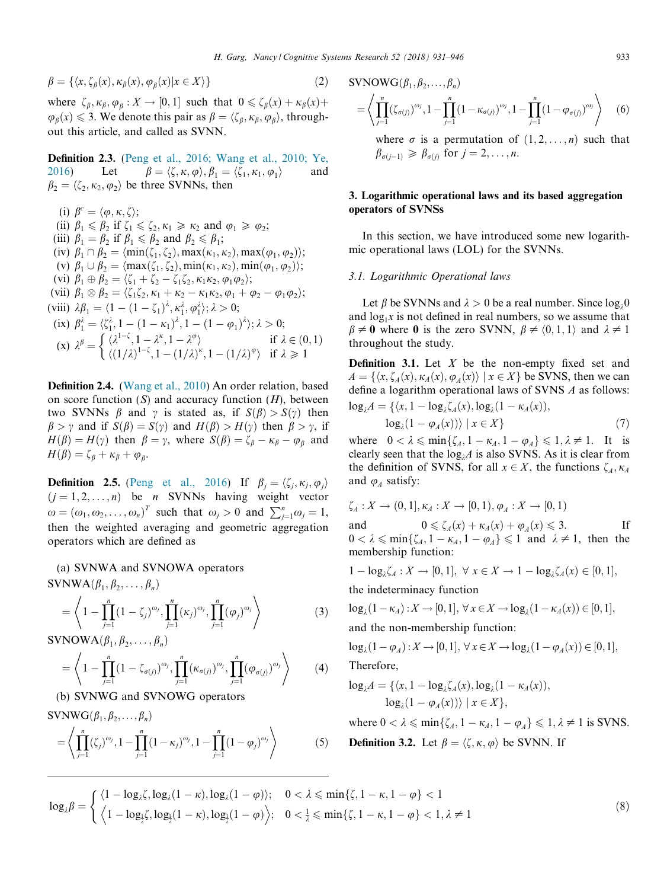$$\beta = \{\langle x, \zeta_\beta(x), \kappa_\beta(x), \varphi_\beta(x) | x \in X \rangle\} \tag{2}$$

where $\zeta_\beta, \kappa_\beta, \varphi_\beta : X \to [0,1]$ such that $0 \leqslant \zeta_\beta(x) + \kappa_\beta(x) + \varphi_\beta(x) \leqslant 3$. We denote this pair as $\beta = \langle \zeta_\beta, \kappa_\beta, \varphi_\beta \rangle$, throughout this article, and called as SVNN.

**Definition 2.3.** (Peng et al., 2016; Wang et al., 2010; Ye, 2016) Let $\beta = \langle \zeta, \kappa, \varphi \rangle, \beta_1 = \langle \zeta_1, \kappa_1, \varphi_1 \rangle$ and $\beta_2 = \langle \zeta_2, \kappa_2, \varphi_2 \rangle$ be three SVNNs, then

(i) $\beta^c = \langle \varphi, \kappa, \zeta \rangle$;
(ii) $\beta_1 \leqslant \beta_2$ if $\zeta_1 \leqslant \zeta_2, \kappa_1 \geqslant \kappa_2$ and $\varphi_1 \geqslant \varphi_2$;
(iii) $\beta_1 = \beta_2$ if $\beta_1 \leqslant \beta_2$ and $\beta_2 \leqslant \beta_1$;
(iv) $\beta_1 \cap \beta_2 = \langle \min(\zeta_1, \zeta_2), \max(\kappa_1, \kappa_2), \max(\varphi_1, \varphi_2) \rangle$;
(v) $\beta_1 \cup \beta_2 = \langle \max(\zeta_1, \zeta_2), \min(\kappa_1, \kappa_2), \min(\varphi_1, \varphi_2) \rangle$;
(vi) $\beta_1 \oplus \beta_2 = \langle \zeta_1 + \zeta_2 - \zeta_1\zeta_2, \kappa_1\kappa_2, \varphi_1\varphi_2 \rangle$;
(vii) $\beta_1 \otimes \beta_2 = \langle \zeta_1\zeta_2, \kappa_1 + \kappa_2 - \kappa_1\kappa_2, \varphi_1 + \varphi_2 - \varphi_1\varphi_2 \rangle$;
(viii) $\lambda\beta_1 = \langle 1 - (1-\zeta_1)^\lambda, \kappa_1^\lambda, \varphi_1^\lambda \rangle; \lambda > 0$;
(ix) $\beta_1^\lambda = \langle \zeta_1^\lambda, 1 - (1-\kappa_1)^\lambda, 1 - (1-\varphi_1)^\lambda \rangle; \lambda > 0$;
(x) $\lambda^\beta = \begin{cases} \langle \lambda^{1-\zeta}, 1 - \lambda^\kappa, 1 - \lambda^\varphi \rangle & \text{if } \lambda \in (0,1) \\ \langle (1/\lambda)^{1-\zeta}, 1 - (1/\lambda)^\kappa, 1 - (1/\lambda)^\varphi \rangle & \text{if } \lambda \geqslant 1 \end{cases}$

**Definition 2.4.** (Wang et al., 2010) An order relation, based on score function ($S$) and accuracy function ($H$), between two SVNNs $\beta$ and $\gamma$ is stated as, if $S(\beta) > S(\gamma)$ then $\beta > \gamma$ and if $S(\beta) = S(\gamma)$ and $H(\beta) > H(\gamma)$ then $\beta > \gamma$, if $H(\beta) = H(\gamma)$ then $\beta = \gamma$, where $S(\beta) = \zeta_\beta - \kappa_\beta - \varphi_\beta$ and $H(\beta) = \zeta_\beta + \kappa_\beta + \varphi_\beta$.

**Definition 2.5.** (Peng et al., 2016) If $\beta_j = \langle \zeta_j, \kappa_j, \varphi_j \rangle$ $(j = 1, 2, \ldots, n)$ be $n$ SVNNs having weight vector $\omega = (\omega_1, \omega_2, \ldots, \omega_n)^T$ such that $\omega_j > 0$ and $\sum_{j=1}^n \omega_j = 1$, then the weighted averaging and geometric aggregation operators which are defined as

(a) SVNWA and SVNOWA operators

$$\text{SVNWA}(\beta_1, \beta_2, \ldots, \beta_n) = \left\langle 1 - \prod_{j=1}^n (1-\zeta_j)^{\omega_j}, \prod_{j=1}^n (\kappa_j)^{\omega_j}, \prod_{j=1}^n (\varphi_j)^{\omega_j} \right\rangle \tag{3}$$

$$\text{SVNOWA}(\beta_1, \beta_2, \ldots, \beta_n) = \left\langle 1 - \prod_{j=1}^n (1-\zeta_{\sigma(j)})^{\omega_j}, \prod_{j=1}^n (\kappa_{\sigma(j)})^{\omega_j}, \prod_{j=1}^n (\varphi_{\sigma(j)})^{\omega_j} \right\rangle \tag{4}$$

(b) SVNWG and SVNOWG operators

$$\text{SVNWG}(\beta_1, \beta_2, \ldots, \beta_n) = \left\langle \prod_{j=1}^n (\zeta_j)^{\omega_j}, 1 - \prod_{j=1}^n (1-\kappa_j)^{\omega_j}, 1 - \prod_{j=1}^n (1-\varphi_j)^{\omega_j} \right\rangle \tag{5}$$

$$\text{SVNOWG}(\beta_1, \beta_2, \ldots, \beta_n) = \left\langle \prod_{j=1}^n (\zeta_{\sigma(j)})^{\omega_j}, 1 - \prod_{j=1}^n (1-\kappa_{\sigma(j)})^{\omega_j}, 1 - \prod_{j=1}^n (1-\varphi_{\sigma(j)})^{\omega_j} \right\rangle \tag{6}$$

where $\sigma$ is a permutation of $(1, 2, \ldots, n)$ such that $\beta_{\sigma(j-1)} \geqslant \beta_{\sigma(j)}$ for $j = 2, \ldots, n$.

## 3. Logarithmic operational laws and its based aggregation operators of SVNSs

In this section, we have introduced some new logarithmic operational laws (LOL) for the SVNNs.

### 3.1. Logarithmic Operational laws

Let $\beta$ be SVNNs and $\lambda > 0$ be a real number. Since $\log_\lambda 0$ and $\log_1 x$ is not defined in real numbers, so we assume that $\beta \neq \mathbf{0}$ where $\mathbf{0}$ is the zero SVNN, $\beta \neq \langle 0, 1, 1 \rangle$ and $\lambda \neq 1$ throughout the study.

**Definition 3.1.** Let $X$ be the non-empty fixed set and $A = \{\langle x, \zeta_A(x), \kappa_A(x), \varphi_A(x) \rangle \mid x \in X\}$ be SVNS, then we can define a logarithm operational laws of SVNS $A$ as follows:

$$\log_\lambda A = \{\langle x, 1 - \log_\lambda \zeta_A(x), \log_\lambda(1 - \kappa_A(x)), \log_\lambda(1 - \varphi_A(x)) \rangle \mid x \in X\} \tag{7}$$

where $0 < \lambda \leqslant \min\{\zeta_A, 1 - \kappa_A, 1 - \varphi_A\} \leqslant 1, \lambda \neq 1$. It is clearly seen that the $\log_\lambda A$ is also SVNS. As it is clear from the definition of SVNS, for all $x \in X$, the functions $\zeta_A, \kappa_A$ and $\varphi_A$ satisfy:

$$\zeta_A : X \to (0,1], \kappa_A : X \to [0,1), \varphi_A : X \to [0,1)$$

and $0 \leqslant \zeta_A(x) + \kappa_A(x) + \varphi_A(x) \leqslant 3$. If $0 < \lambda \leqslant \min\{\zeta_A, 1 - \kappa_A, 1 - \varphi_A\} \leqslant 1$ and $\lambda \neq 1$, then the membership function:

$$1 - \log_\lambda \zeta_A : X \to [0,1], \ \forall x \in X \to 1 - \log_\lambda \zeta_A(x) \in [0,1],$$

the indeterminacy function

$$\log_\lambda(1 - \kappa_A) : X \to [0,1], \forall x \in X \to \log_\lambda(1 - \kappa_A(x)) \in [0,1],$$

and the non-membership function:

$$\log_\lambda(1 - \varphi_A) : X \to [0,1], \forall x \in X \to \log_\lambda(1 - \varphi_A(x)) \in [0,1],$$

Therefore,

$$\log_\lambda A = \{\langle x, 1 - \log_\lambda \zeta_A(x), \log_\lambda(1 - \kappa_A(x)), \log_\lambda(1 - \varphi_A(x)) \rangle \mid x \in X\},$$

where $0 < \lambda \leqslant \min\{\zeta_A, 1 - \kappa_A, 1 - \varphi_A\} \leqslant 1, \lambda \neq 1$ is SVNS.

**Definition 3.2.** Let $\beta = \langle \zeta, \kappa, \varphi \rangle$ be SVNN. If

$$\log_\lambda \beta = \begin{cases} \langle 1 - \log_\lambda \zeta, \log_\lambda(1 - \kappa), \log_\lambda(1 - \varphi) \rangle; & 0 < \lambda \leqslant \min\{\zeta, 1 - \kappa, 1 - \varphi\} < 1 \\ \left\langle 1 - \log_{\frac{1}{\lambda}} \zeta, \log_{\frac{1}{\lambda}}(1 - \kappa), \log_{\frac{1}{\lambda}}(1 - \varphi) \right\rangle; & 0 < \frac{1}{\lambda} \leqslant \min\{\zeta, 1 - \kappa, 1 - \varphi\} < 1, \lambda \neq 1 \end{cases} \tag{8}$$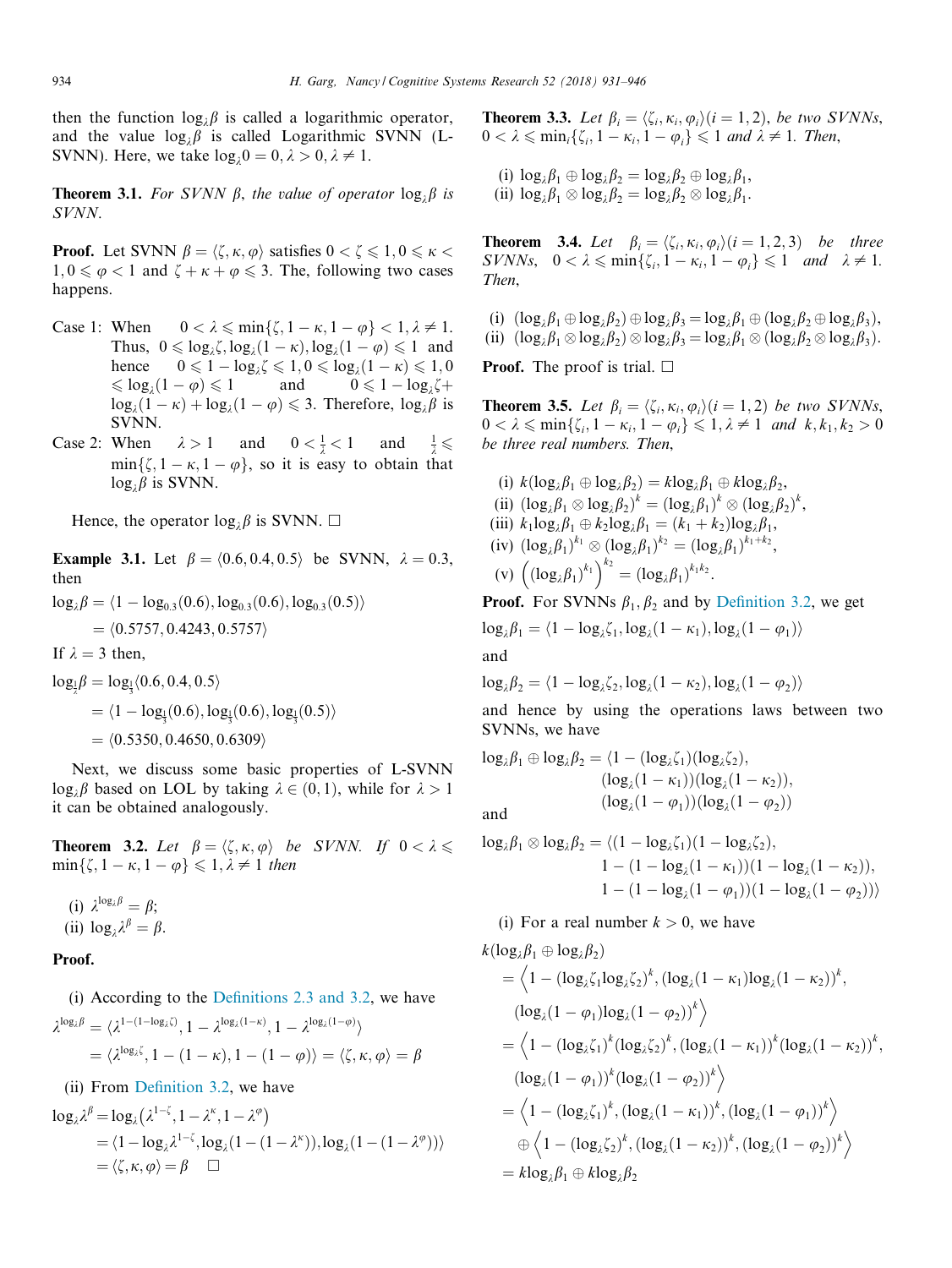then the function $\log_\lambda \beta$ is called a logarithmic operator, and the value $\log_\lambda \beta$ is called Logarithmic SVNN (L-SVNN). Here, we take $\log_\lambda 0 = 0, \lambda > 0, \lambda \neq 1$.

**Theorem 3.1.** *For SVNN $\beta$, the value of operator $\log_\lambda \beta$ is SVNN.*

**Proof.** Let SVNN $\beta = \langle \zeta, \kappa, \varphi \rangle$ satisfies $0 < \zeta \leqslant 1, 0 \leqslant \kappa < 1, 0 \leqslant \varphi < 1$ and $\zeta + \kappa + \varphi \leqslant 3$. The, following two cases happens.

Case 1: When $0 < \lambda \leqslant \min\{\zeta, 1-\kappa, 1-\varphi\} < 1, \lambda \neq 1$. Thus, $0 \leqslant \log_\lambda \zeta, \log_\lambda(1-\kappa), \log_\lambda(1-\varphi) \leqslant 1$ and hence $0 \leqslant 1 - \log_\lambda \zeta \leqslant 1, 0 \leqslant \log_\lambda(1-\kappa) \leqslant 1, 0 \leqslant \log_\lambda(1-\varphi) \leqslant 1$ and $0 \leqslant 1 - \log_\lambda \zeta + \log_\lambda(1-\kappa) + \log_\lambda(1-\varphi) \leqslant 3$. Therefore, $\log_\lambda \beta$ is SVNN.

Case 2: When $\lambda > 1$ and $0 < \frac{1}{\lambda} < 1$ and $\frac{1}{\lambda} \leqslant \min\{\zeta, 1-\kappa, 1-\varphi\}$, so it is easy to obtain that $\log_\lambda \beta$ is SVNN.

Hence, the operator $\log_\lambda \beta$ is SVNN. □

**Example 3.1.** Let $\beta = \langle 0.6, 0.4, 0.5 \rangle$ be SVNN, $\lambda = 0.3$, then

$$\begin{aligned}\log_\lambda \beta &= \langle 1 - \log_{0.3}(0.6), \log_{0.3}(0.6), \log_{0.3}(0.5) \rangle \\ &= \langle 0.5757, 0.4243, 0.5757 \rangle\end{aligned}$$

If $\lambda = 3$ then,

$$\begin{aligned}\log_{\frac{1}{\lambda}} \beta &= \log_{\frac{1}{3}} \langle 0.6, 0.4, 0.5 \rangle \\ &= \langle 1 - \log_{\frac{1}{3}}(0.6), \log_{\frac{1}{3}}(0.6), \log_{\frac{1}{3}}(0.5) \rangle \\ &= \langle 0.5350, 0.4650, 0.6309 \rangle\end{aligned}$$

Next, we discuss some basic properties of L-SVNN $\log_\lambda \beta$ based on LOL by taking $\lambda \in (0,1)$, while for $\lambda > 1$ it can be obtained analogously.

**Theorem 3.2.** *Let $\beta = \langle \zeta, \kappa, \varphi \rangle$ be SVNN. If $0 < \lambda \leqslant \min\{\zeta, 1-\kappa, 1-\varphi\} \leqslant 1, \lambda \neq 1$ then*

(i) $\lambda^{\log_\lambda \beta} = \beta$;
(ii) $\log_\lambda \lambda^\beta = \beta$.

**Proof.**

(i) According to the Definitions 2.3 and 3.2, we have

$$\begin{aligned}\lambda^{\log_\lambda \beta} &= \langle \lambda^{1-(1-\log_\lambda \zeta)}, 1 - \lambda^{\log_\lambda(1-\kappa)}, 1 - \lambda^{\log_\lambda(1-\varphi)} \rangle \\ &= \langle \lambda^{\log_\lambda \zeta}, 1 - (1-\kappa), 1 - (1-\varphi) \rangle = \langle \zeta, \kappa, \varphi \rangle = \beta\end{aligned}$$

(ii) From Definition 3.2, we have

$$\begin{aligned}\log_\lambda \lambda^\beta &= \log_\lambda (\lambda^{1-\zeta}, 1 - \lambda^\kappa, 1 - \lambda^\varphi) \\ &= \langle 1 - \log_\lambda \lambda^{1-\zeta}, \log_\lambda(1-(1-\lambda^\kappa)), \log_\lambda(1-(1-\lambda^\varphi)) \rangle \\ &= \langle \zeta, \kappa, \varphi \rangle = \beta \quad \square\end{aligned}$$

**Theorem 3.3.** *Let $\beta_i = \langle \zeta_i, \kappa_i, \varphi_i \rangle (i = 1, 2)$, be two SVNNs, $0 < \lambda \leqslant \min_i\{\zeta_i, 1-\kappa_i, 1-\varphi_i\} \leqslant 1$ and $\lambda \neq 1$. Then,*

(i) $\log_\lambda \beta_1 \oplus \log_\lambda \beta_2 = \log_\lambda \beta_2 \oplus \log_\lambda \beta_1$,
(ii) $\log_\lambda \beta_1 \otimes \log_\lambda \beta_2 = \log_\lambda \beta_2 \otimes \log_\lambda \beta_1$.

**Theorem 3.4.** *Let $\beta_i = \langle \zeta_i, \kappa_i, \varphi_i \rangle (i = 1, 2, 3)$ be three SVNNs, $0 < \lambda \leqslant \min\{\zeta_i, 1-\kappa_i, 1-\varphi_i\} \leqslant 1$ and $\lambda \neq 1$. Then,*

(i) $(\log_\lambda \beta_1 \oplus \log_\lambda \beta_2) \oplus \log_\lambda \beta_3 = \log_\lambda \beta_1 \oplus (\log_\lambda \beta_2 \oplus \log_\lambda \beta_3)$,
(ii) $(\log_\lambda \beta_1 \otimes \log_\lambda \beta_2) \otimes \log_\lambda \beta_3 = \log_\lambda \beta_1 \otimes (\log_\lambda \beta_2 \otimes \log_\lambda \beta_3)$.

**Proof.** The proof is trial. □

**Theorem 3.5.** *Let $\beta_i = \langle \zeta_i, \kappa_i, \varphi_i \rangle (i = 1, 2)$ be two SVNNs, $0 < \lambda \leqslant \min\{\zeta_i, 1-\kappa_i, 1-\varphi_i\} \leqslant 1, \lambda \neq 1$ and $k, k_1, k_2 > 0$ be three real numbers. Then,*

(i) $k(\log_\lambda \beta_1 \oplus \log_\lambda \beta_2) = k\log_\lambda \beta_1 \oplus k\log_\lambda \beta_2$,
(ii) $(\log_\lambda \beta_1 \otimes \log_\lambda \beta_2)^k = (\log_\lambda \beta_1)^k \otimes (\log_\lambda \beta_2)^k$,
(iii) $k_1 \log_\lambda \beta_1 \oplus k_2 \log_\lambda \beta_1 = (k_1 + k_2)\log_\lambda \beta_1$,
(iv) $(\log_\lambda \beta_1)^{k_1} \otimes (\log_\lambda \beta_1)^{k_2} = (\log_\lambda \beta_1)^{k_1+k_2}$,
(v) $\left((\log_\lambda \beta_1)^{k_1}\right)^{k_2} = (\log_\lambda \beta_1)^{k_1 k_2}$.

**Proof.** For SVNNs $\beta_1, \beta_2$ and by Definition 3.2, we get

$$\log_\lambda \beta_1 = \langle 1 - \log_\lambda \zeta_1, \log_\lambda(1-\kappa_1), \log_\lambda(1-\varphi_1) \rangle$$

and

$$\log_\lambda \beta_2 = \langle 1 - \log_\lambda \zeta_2, \log_\lambda(1-\kappa_2), \log_\lambda(1-\varphi_2) \rangle$$

and hence by using the operations laws between two SVNNs, we have

$$\begin{aligned}\log_\lambda \beta_1 \oplus \log_\lambda \beta_2 = \langle &1 - (\log_\lambda \zeta_1)(\log_\lambda \zeta_2), \\ &(\log_\lambda(1-\kappa_1))(\log_\lambda(1-\kappa_2)), \\ &(\log_\lambda(1-\varphi_1))(\log_\lambda(1-\varphi_2)) \rangle\end{aligned}$$

and

$$\begin{aligned}\log_\lambda \beta_1 \otimes \log_\lambda \beta_2 = \langle &(1 - \log_\lambda \zeta_1)(1 - \log_\lambda \zeta_2), \\ &1 - (1 - \log_\lambda(1-\kappa_1))(1 - \log_\lambda(1-\kappa_2)), \\ &1 - (1 - \log_\lambda(1-\varphi_1))(1 - \log_\lambda(1-\varphi_2)) \rangle\end{aligned}$$

(i) For a real number $k > 0$, we have

$$\begin{aligned}&k(\log_\lambda \beta_1 \oplus \log_\lambda \beta_2) \\ &= \left\langle 1 - (\log_\lambda \zeta_1 \log_\lambda \zeta_2)^k, (\log_\lambda(1-\kappa_1)\log_\lambda(1-\kappa_2))^k, (\log_\lambda(1-\varphi_1)\log_\lambda(1-\varphi_2))^k \right\rangle \\ &= \left\langle 1 - (\log_\lambda \zeta_1)^k(\log_\lambda \zeta_2)^k, (\log_\lambda(1-\kappa_1))^k(\log_\lambda(1-\kappa_2))^k, (\log_\lambda(1-\varphi_1))^k(\log_\lambda(1-\varphi_2))^k \right\rangle \\ &= \left\langle 1 - (\log_\lambda \zeta_1)^k, (\log_\lambda(1-\kappa_1))^k, (\log_\lambda(1-\varphi_1))^k \right\rangle \\ &\quad \oplus \left\langle 1 - (\log_\lambda \zeta_2)^k, (\log_\lambda(1-\kappa_2))^k, (\log_\lambda(1-\varphi_2))^k \right\rangle \\ &= k\log_\lambda \beta_1 \oplus k\log_\lambda \beta_2\end{aligned}$$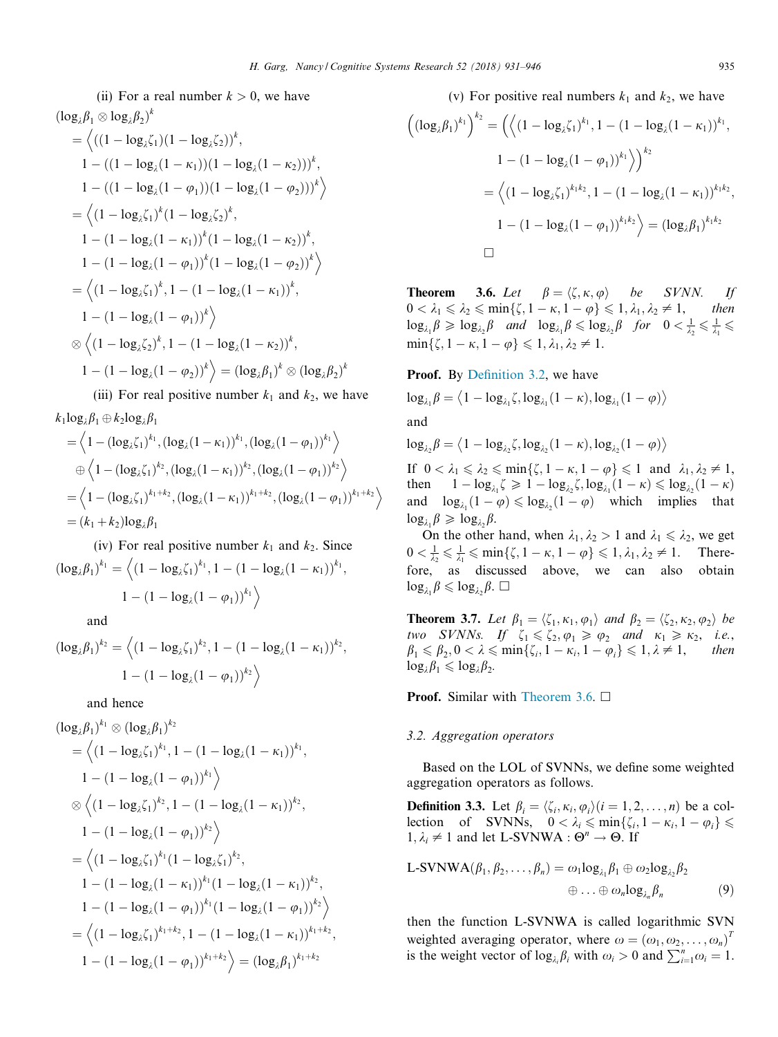(ii) For a real number $k > 0$, we have

$$
\begin{aligned}
(\log_\lambda \beta_1 \otimes \log_\lambda \beta_2)^k
&= \Big\langle ((1-\log_\lambda \zeta_1)(1-\log_\lambda \zeta_2))^k, \\
&\quad 1-((1-\log_\lambda(1-\kappa_1))(1-\log_\lambda(1-\kappa_2)))^k, \\
&\quad 1-((1-\log_\lambda(1-\varphi_1))(1-\log_\lambda(1-\varphi_2)))^k \Big\rangle \\
&= \Big\langle (1-\log_\lambda \zeta_1)^k (1-\log_\lambda \zeta_2)^k, \\
&\quad 1-(1-\log_\lambda(1-\kappa_1))^k(1-\log_\lambda(1-\kappa_2))^k, \\
&\quad 1-(1-\log_\lambda(1-\varphi_1))^k(1-\log_\lambda(1-\varphi_2))^k \Big\rangle \\
&= \Big\langle (1-\log_\lambda \zeta_1)^k, 1-(1-\log_\lambda(1-\kappa_1))^k, \\
&\quad 1-(1-\log_\lambda(1-\varphi_1))^k \Big\rangle \\
&\quad \otimes \Big\langle (1-\log_\lambda \zeta_2)^k, 1-(1-\log_\lambda(1-\kappa_2))^k, \\
&\quad 1-(1-\log_\lambda(1-\varphi_2))^k \Big\rangle = (\log_\lambda \beta_1)^k \otimes (\log_\lambda \beta_2)^k
\end{aligned}
$$

(iii) For real positive number $k_1$ and $k_2$, we have

$$
\begin{aligned}
k_1 \log_\lambda \beta_1 \oplus k_2 \log_\lambda \beta_1
&= \Big\langle 1-(\log_\lambda \zeta_1)^{k_1}, (\log_\lambda(1-\kappa_1))^{k_1}, (\log_\lambda(1-\varphi_1))^{k_1} \Big\rangle \\
&\quad \oplus \Big\langle 1-(\log_\lambda \zeta_1)^{k_2}, (\log_\lambda(1-\kappa_1))^{k_2}, (\log_\lambda(1-\varphi_1))^{k_2} \Big\rangle \\
&= \Big\langle 1-(\log_\lambda \zeta_1)^{k_1+k_2}, (\log_\lambda(1-\kappa_1))^{k_1+k_2}, (\log_\lambda(1-\varphi_1))^{k_1+k_2} \Big\rangle \\
&= (k_1+k_2)\log_\lambda \beta_1
\end{aligned}
$$

(iv) For real positive number $k_1$ and $k_2$. Since

$$
(\log_\lambda \beta_1)^{k_1} = \Big\langle (1-\log_\lambda \zeta_1)^{k_1}, 1-(1-\log_\lambda(1-\kappa_1))^{k_1}, 1-(1-\log_\lambda(1-\varphi_1))^{k_1} \Big\rangle
$$

and

$$
(\log_\lambda \beta_1)^{k_2} = \Big\langle (1-\log_\lambda \zeta_1)^{k_2}, 1-(1-\log_\lambda(1-\kappa_1))^{k_2}, 1-(1-\log_\lambda(1-\varphi_1))^{k_2} \Big\rangle
$$

and hence

$$
\begin{aligned}
(\log_\lambda \beta_1)^{k_1} \otimes (\log_\lambda \beta_1)^{k_2}
&= \Big\langle (1-\log_\lambda \zeta_1)^{k_1}, 1-(1-\log_\lambda(1-\kappa_1))^{k_1}, \\
&\quad 1-(1-\log_\lambda(1-\varphi_1))^{k_1} \Big\rangle \\
&\quad \otimes \Big\langle (1-\log_\lambda \zeta_1)^{k_2}, 1-(1-\log_\lambda(1-\kappa_1))^{k_2}, \\
&\quad 1-(1-\log_\lambda(1-\varphi_1))^{k_2} \Big\rangle \\
&= \Big\langle (1-\log_\lambda \zeta_1)^{k_1}(1-\log_\lambda \zeta_1)^{k_2}, \\
&\quad 1-(1-\log_\lambda(1-\kappa_1))^{k_1}(1-\log_\lambda(1-\kappa_1))^{k_2}, \\
&\quad 1-(1-\log_\lambda(1-\varphi_1))^{k_1}(1-\log_\lambda(1-\varphi_1))^{k_2} \Big\rangle \\
&= \Big\langle (1-\log_\lambda \zeta_1)^{k_1+k_2}, 1-(1-\log_\lambda(1-\kappa_1))^{k_1+k_2}, \\
&\quad 1-(1-\log_\lambda(1-\varphi_1))^{k_1+k_2} \Big\rangle = (\log_\lambda \beta_1)^{k_1+k_2}
\end{aligned}
$$

(v) For positive real numbers $k_1$ and $k_2$, we have

$$
\begin{aligned}
\Big((\log_\lambda \beta_1)^{k_1}\Big)^{k_2}
&= \Big(\Big\langle (1-\log_\lambda \zeta_1)^{k_1}, 1-(1-\log_\lambda(1-\kappa_1))^{k_1}, \\
&\quad 1-(1-\log_\lambda(1-\varphi_1))^{k_1} \Big\rangle\Big)^{k_2} \\
&= \Big\langle (1-\log_\lambda \zeta_1)^{k_1 k_2}, 1-(1-\log_\lambda(1-\kappa_1))^{k_1 k_2}, \\
&\quad 1-(1-\log_\lambda(1-\varphi_1))^{k_1 k_2} \Big\rangle = (\log_\lambda \beta_1)^{k_1 k_2}
\end{aligned}
$$

□

**Theorem 3.6.** *Let $\beta = \langle \zeta, \kappa, \varphi \rangle$ be SVNN. If $0 < \lambda_1 \leqslant \lambda_2 \leqslant \min\{\zeta, 1-\kappa, 1-\varphi\} \leqslant 1, \lambda_1, \lambda_2 \neq 1$, then $\log_{\lambda_1}\beta \geqslant \log_{\lambda_2}\beta$ and $\log_{\lambda_1}\beta \leqslant \log_{\lambda_2}\beta$ for $0 < \frac{1}{\lambda_2} \leqslant \frac{1}{\lambda_1} \leqslant \min\{\zeta, 1-\kappa, 1-\varphi\} \leqslant 1, \lambda_1, \lambda_2 \neq 1$.*

**Proof.** By Definition 3.2, we have

$$
\log_{\lambda_1}\beta = \langle 1-\log_{\lambda_1}\zeta, \log_{\lambda_1}(1-\kappa), \log_{\lambda_1}(1-\varphi) \rangle
$$

and

$$
\log_{\lambda_2}\beta = \langle 1-\log_{\lambda_2}\zeta, \log_{\lambda_2}(1-\kappa), \log_{\lambda_2}(1-\varphi) \rangle
$$

If $0 < \lambda_1 \leqslant \lambda_2 \leqslant \min\{\zeta, 1-\kappa, 1-\varphi\} \leqslant 1$ and $\lambda_1, \lambda_2 \neq 1$, then $1-\log_{\lambda_1}\zeta \geqslant 1-\log_{\lambda_2}\zeta, \log_{\lambda_1}(1-\kappa) \leqslant \log_{\lambda_2}(1-\kappa)$ and $\log_{\lambda_1}(1-\varphi) \leqslant \log_{\lambda_2}(1-\varphi)$ which implies that $\log_{\lambda_1}\beta \geqslant \log_{\lambda_2}\beta$.

On the other hand, when $\lambda_1, \lambda_2 > 1$ and $\lambda_1 \leqslant \lambda_2$, we get $0 < \frac{1}{\lambda_2} \leqslant \frac{1}{\lambda_1} \leqslant \min\{\zeta, 1-\kappa, 1-\varphi\} \leqslant 1, \lambda_1, \lambda_2 \neq 1$. Therefore, as discussed above, we can also obtain $\log_{\lambda_1}\beta \leqslant \log_{\lambda_2}\beta$. □

**Theorem 3.7.** *Let $\beta_1 = \langle \zeta_1, \kappa_1, \varphi_1 \rangle$ and $\beta_2 = \langle \zeta_2, \kappa_2, \varphi_2 \rangle$ be two SVNNs. If $\zeta_1 \leqslant \zeta_2, \varphi_1 \geqslant \varphi_2$ and $\kappa_1 \geqslant \kappa_2$, i.e., $\beta_1 \leqslant \beta_2, 0 < \lambda \leqslant \min\{\zeta_i, 1-\kappa_i, 1-\varphi_i\} \leqslant 1, \lambda \neq 1$, then $\log_\lambda \beta_1 \leqslant \log_\lambda \beta_2$.*

**Proof.** Similar with Theorem 3.6. □

### 3.2. Aggregation operators

Based on the LOL of SVNNs, we define some weighted aggregation operators as follows.

**Definition 3.3.** Let $\beta_i = \langle \zeta_i, \kappa_i, \varphi_i \rangle (i = 1, 2, \ldots, n)$ be a collection of SVNNs, $0 < \lambda_i \leqslant \min\{\zeta_i, 1-\kappa_i, 1-\varphi_i\} \leqslant 1, \lambda_i \neq 1$ and let L-SVNWA : $\Theta^n \rightarrow \Theta$. If

$$
\text{L-SVNWA}(\beta_1, \beta_2, \ldots, \beta_n) = \omega_1 \log_{\lambda_1}\beta_1 \oplus \omega_2 \log_{\lambda_2}\beta_2 \oplus \ldots \oplus \omega_n \log_{\lambda_n}\beta_n \tag{9}
$$

then the function L-SVNWA is called logarithmic SVN weighted averaging operator, where $\omega = (\omega_1, \omega_2, \ldots, \omega_n)^T$ is the weight vector of $\log_{\lambda_i}\beta_i$ with $\omega_i > 0$ and $\sum_{i=1}^n \omega_i = 1$.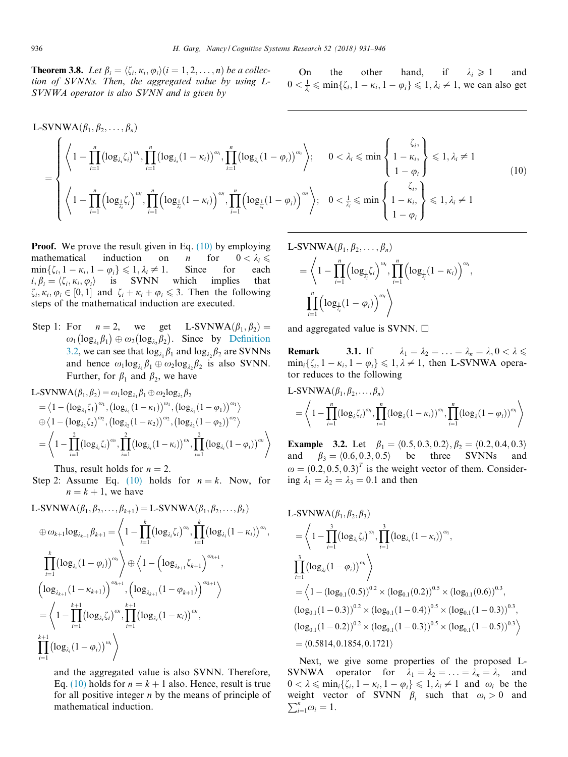**Theorem 3.8.** *Let $\beta_i = \langle \zeta_i, \kappa_i, \varphi_i \rangle (i = 1, 2, \ldots, n)$ be a collection of SVNNs. Then, the aggregated value by using L-SVNWA operator is also SVNN and is given by*

$$
\text{L-SVNWA}(\beta_1, \beta_2, \ldots, \beta_n) = \begin{cases} \left\langle 1 - \prod_{i=1}^{n} \left(\log_{\lambda_i} \zeta_i\right)^{\omega_i}, \prod_{i=1}^{n} \left(\log_{\lambda_i}(1-\kappa_i)\right)^{\omega_i}, \prod_{i=1}^{n} \left(\log_{\lambda_i}(1-\varphi_i)\right)^{\omega_i} \right\rangle; & 0 < \lambda_i \leqslant \min\left\{ \begin{matrix} \zeta_i, \\ 1-\kappa_i, \\ 1-\varphi_i \end{matrix} \right\} \leqslant 1, \lambda_i \neq 1 \\ \left\langle 1 - \prod_{i=1}^{n} \left(\log_{\frac{1}{\lambda_i}} \zeta_i\right)^{\omega_i}, \prod_{i=1}^{n} \left(\log_{\frac{1}{\lambda_i}}(1-\kappa_i)\right)^{\omega_i}, \prod_{i=1}^{n} \left(\log_{\frac{1}{\lambda_i}}(1-\varphi_i)\right)^{\omega_i} \right\rangle; & 0 < \frac{1}{\lambda_i} \leqslant \min\left\{ \begin{matrix} \zeta_i, \\ 1-\kappa_i, \\ 1-\varphi_i \end{matrix} \right\} \leqslant 1, \lambda_i \neq 1 \end{cases} \tag{10}
$$

**Proof.** We prove the result given in Eq. (10) by employing mathematical induction on $n$ for $0 < \lambda_i \leqslant \min\{\zeta_i, 1-\kappa_i, 1-\varphi_i\} \leqslant 1, \lambda_i \neq 1$. Since for each $i, \beta_i = \langle \zeta_i, \kappa_i, \varphi_i \rangle$ is SVNN which implies that $\zeta_i, \kappa_i, \varphi_i \in [0, 1]$ and $\zeta_i + \kappa_i + \varphi_i \leqslant 3$. Then the following steps of the mathematical induction are executed.

Step 1: For $n = 2$, we get $\text{L-SVNWA}(\beta_1, \beta_2) = \omega_1(\log_{\lambda_1}\beta_1) \oplus \omega_2(\log_{\lambda_2}\beta_2)$. Since by Definition 3.2, we can see that $\log_{\lambda_1}\beta_1$ and $\log_{\lambda_2}\beta_2$ are SVNNs and hence $\omega_1 \log_{\lambda_1}\beta_1 \oplus \omega_2 \log_{\lambda_2}\beta_2$ is also SVNN. Further, for $\beta_1$ and $\beta_2$, we have

$$
\begin{aligned}
\text{L-SVNWA}(\beta_1, \beta_2) &= \omega_1 \log_{\lambda_1}\beta_1 \oplus \omega_2 \log_{\lambda_2}\beta_2 \\
&= \left\langle 1 - (\log_{\lambda_1}\zeta_1)^{\omega_1}, (\log_{\lambda_1}(1-\kappa_1))^{\omega_1}, (\log_{\lambda_1}(1-\varphi_1))^{\omega_1} \right\rangle \\
&\oplus \left\langle 1 - (\log_{\lambda_2}\zeta_2)^{\omega_2}, (\log_{\lambda_2}(1-\kappa_2))^{\omega_2}, (\log_{\lambda_2}(1-\varphi_2))^{\omega_2} \right\rangle \\
&= \left\langle 1 - \prod_{i=1}^{2} (\log_{\lambda_i}\zeta_i)^{\omega_i}, \prod_{i=1}^{2} (\log_{\lambda_i}(1-\kappa_i))^{\omega_i}, \prod_{i=1}^{2} (\log_{\lambda_i}(1-\varphi_i))^{\omega_i} \right\rangle
\end{aligned}
$$

Thus, result holds for $n = 2$.

Step 2: Assume Eq. (10) holds for $n = k$. Now, for $n = k + 1$, we have

$$
\begin{aligned}
\text{L-SVNWA}(\beta_1, \beta_2, \ldots, \beta_{k+1}) &= \text{L-SVNWA}(\beta_1, \beta_2, \ldots, \beta_k) \\
\oplus \omega_{k+1} \log_{\lambda_{k+1}} \beta_{k+1} &= \left\langle 1 - \prod_{i=1}^{k} (\log_{\lambda_i}\zeta_i)^{\omega_i}, \prod_{i=1}^{k} (\log_{\lambda_i}(1-\kappa_i))^{\omega_i}, \right. \\
&\left. \prod_{i=1}^{k} (\log_{\lambda_i}(1-\varphi_i))^{\omega_i} \right\rangle \oplus \left\langle 1 - \left(\log_{\lambda_{k+1}}\zeta_{k+1}\right)^{\omega_{k+1}}, \right. \\
&\left. \left(\log_{\lambda_{k+1}}(1-\kappa_{k+1})\right)^{\omega_{k+1}}, \left(\log_{\lambda_{k+1}}(1-\varphi_{k+1})\right)^{\omega_{k+1}} \right\rangle \\
&= \left\langle 1 - \prod_{i=1}^{k+1} (\log_{\lambda_i}\zeta_i)^{\omega_i}, \prod_{i=1}^{k+1} (\log_{\lambda_i}(1-\kappa_i))^{\omega_i}, \right. \\
&\left. \prod_{i=1}^{k+1} (\log_{\lambda_i}(1-\varphi_i))^{\omega_i} \right\rangle
\end{aligned}
$$

and the aggregated value is also SVNN. Therefore, Eq. (10) holds for $n = k + 1$ also. Hence, result is true for all positive integer $n$ by the means of principle of mathematical induction.

On the other hand, if $\lambda_i \geqslant 1$ and $0 < \frac{1}{\lambda_i} \leqslant \min\{\zeta_i, 1-\kappa_i, 1-\varphi_i\} \leqslant 1, \lambda_i \neq 1$, we can also get

$$
\begin{aligned}
\text{L-SVNWA}(\beta_1, \beta_2, \ldots, \beta_n) &= \left\langle 1 - \prod_{i=1}^{n} \left(\log_{\frac{1}{\lambda_i}}\zeta_i\right)^{\omega_i}, \prod_{i=1}^{n} \left(\log_{\frac{1}{\lambda_i}}(1-\kappa_i)\right)^{\omega_i}, \right. \\
&\left. \prod_{i=1}^{n} \left(\log_{\frac{1}{\lambda_i}}(1-\varphi_i)\right)^{\omega_i} \right\rangle
\end{aligned}
$$

and aggregated value is SVNN. $\square$

**Remark 3.1.** If $\lambda_1 = \lambda_2 = \ldots = \lambda_n = \lambda, 0 < \lambda \leqslant \min_i\{\zeta_i, 1-\kappa_i, 1-\varphi_i\} \leqslant 1, \lambda \neq 1$, then L-SVNWA operator reduces to the following

$$
\text{L-SVNWA}(\beta_1, \beta_2, \ldots, \beta_n) = \left\langle 1 - \prod_{i=1}^{n} (\log_{\lambda}\zeta_i)^{\omega_i}, \prod_{i=1}^{n} (\log_{\lambda}(1-\kappa_i))^{\omega_i}, \prod_{i=1}^{n} (\log_{\lambda}(1-\varphi_i))^{\omega_i} \right\rangle
$$

**Example 3.2.** Let $\beta_1 = \langle 0.5, 0.3, 0.2 \rangle$, $\beta_2 = \langle 0.2, 0.4, 0.3 \rangle$ and $\beta_3 = \langle 0.6, 0.3, 0.5 \rangle$ be three SVNNs and $\omega = (0.2, 0.5, 0.3)^T$ is the weight vector of them. Considering $\lambda_1 = \lambda_2 = \lambda_3 = 0.1$ and then

$$
\begin{aligned}
\text{L-SVNWA}(\beta_1, \beta_2, \beta_3) &= \left\langle 1 - \prod_{i=1}^{3} (\log_{\lambda_i}\zeta_i)^{\omega_i}, \prod_{i=1}^{3} (\log_{\lambda_i}(1-\kappa_i))^{\omega_i}, \right. \\
&\left. \prod_{i=1}^{3} (\log_{\lambda_i}(1-\varphi_i))^{\omega_i} \right\rangle \\
&= \left\langle 1 - (\log_{0.1}(0.5))^{0.2} \times (\log_{0.1}(0.2))^{0.5} \times (\log_{0.1}(0.6))^{0.3}, \right. \\
&(\log_{0.1}(1-0.3))^{0.2} \times (\log_{0.1}(1-0.4))^{0.5} \times (\log_{0.1}(1-0.3))^{0.3}, \\
&\left. (\log_{0.1}(1-0.2))^{0.2} \times (\log_{0.1}(1-0.3))^{0.5} \times (\log_{0.1}(1-0.5))^{0.3} \right\rangle \\
&= \langle 0.5814, 0.1854, 0.1721 \rangle
\end{aligned}
$$

Next, we give some properties of the proposed L-SVNWA operator for $\lambda_1 = \lambda_2 = \ldots = \lambda_n = \lambda$, and $0 < \lambda \leqslant \min_i\{\zeta_i, 1-\kappa_i, 1-\varphi_i\} \leqslant 1, \lambda_i \neq 1$ and $\omega_i$ be the weight vector of SVNN $\beta_i$ such that $\omega_i > 0$ and $\sum_{i=1}^{n} \omega_i = 1$.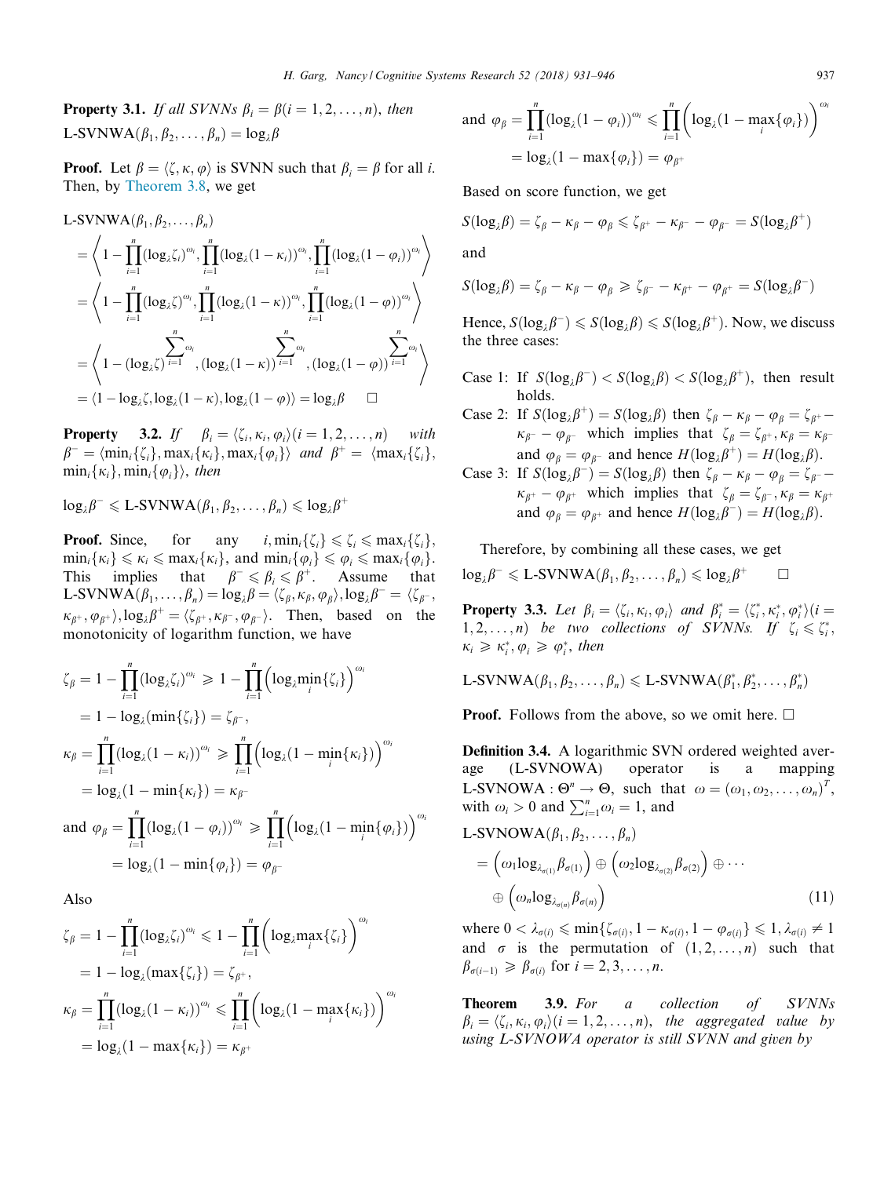**Property 3.1.** *If all SVNNs $\beta_i = \beta (i = 1, 2, \ldots, n)$, then* L-SVNWA$(\beta_1, \beta_2, \ldots, \beta_n) = \log_\lambda \beta$

**Proof.** Let $\beta = \langle \zeta, \kappa, \varphi \rangle$ is SVNN such that $\beta_i = \beta$ for all $i$. Then, by Theorem 3.8, we get

$$
\begin{aligned}
&\text{L-SVNWA}(\beta_1, \beta_2, \ldots, \beta_n) \\
&= \left\langle 1 - \prod_{i=1}^{n} (\log_\lambda \zeta_i)^{\omega_i}, \prod_{i=1}^{n} (\log_\lambda (1-\kappa_i))^{\omega_i}, \prod_{i=1}^{n} (\log_\lambda (1-\varphi_i))^{\omega_i} \right\rangle \\
&= \left\langle 1 - \prod_{i=1}^{n} (\log_\lambda \zeta)^{\omega_i}, \prod_{i=1}^{n} (\log_\lambda (1-\kappa))^{\omega_i}, \prod_{i=1}^{n} (\log_\lambda (1-\varphi))^{\omega_i} \right\rangle \\
&= \left\langle 1 - (\log_\lambda \zeta)^{\sum_{i=1}^{n} \omega_i}, (\log_\lambda (1-\kappa))^{\sum_{i=1}^{n} \omega_i}, (\log_\lambda (1-\varphi))^{\sum_{i=1}^{n} \omega_i} \right\rangle \\
&= \langle 1 - \log_\lambda \zeta, \log_\lambda (1-\kappa), \log_\lambda (1-\varphi) \rangle = \log_\lambda \beta \qquad \square
\end{aligned}
$$

**Property 3.2.** *If $\beta_i = \langle \zeta_i, \kappa_i, \varphi_i \rangle (i = 1, 2, \ldots, n)$ with $\beta^- = \langle \min_i\{\zeta_i\}, \max_i\{\kappa_i\}, \max_i\{\varphi_i\} \rangle$ and $\beta^+ = \langle \max_i\{\zeta_i\}, \min_i\{\kappa_i\}, \min_i\{\varphi_i\} \rangle$, then*

$$
\log_\lambda \beta^- \leqslant \text{L-SVNWA}(\beta_1, \beta_2, \ldots, \beta_n) \leqslant \log_\lambda \beta^+
$$

**Proof.** Since, for any $i, \min_i\{\zeta_i\} \leqslant \zeta_i \leqslant \max_i\{\zeta_i\}$, $\min_i\{\kappa_i\} \leqslant \kappa_i \leqslant \max_i\{\kappa_i\}$, and $\min_i\{\varphi_i\} \leqslant \varphi_i \leqslant \max_i\{\varphi_i\}$. This implies that $\beta^- \leqslant \beta_i \leqslant \beta^+$. Assume that L-SVNWA$(\beta_1, \ldots, \beta_n) = \log_\lambda \beta = \langle \zeta_\beta, \kappa_\beta, \varphi_\beta \rangle, \log_\lambda \beta^- = \langle \zeta_{\beta^-}, \kappa_{\beta^+}, \varphi_{\beta^+} \rangle, \log_\lambda \beta^+ = \langle \zeta_{\beta^+}, \kappa_{\beta^-}, \varphi_{\beta^-} \rangle$. Then, based on the monotonicity of logarithm function, we have

$$
\begin{aligned}
\zeta_\beta &= 1 - \prod_{i=1}^{n} (\log_\lambda \zeta_i)^{\omega_i} \geqslant 1 - \prod_{i=1}^{n} \left( \log_\lambda \min_i\{\zeta_i\} \right)^{\omega_i} \\
&= 1 - \log_\lambda (\min_i\{\zeta_i\}) = \zeta_{\beta^-}, \\
\kappa_\beta &= \prod_{i=1}^{n} (\log_\lambda (1-\kappa_i))^{\omega_i} \geqslant \prod_{i=1}^{n} \left( \log_\lambda (1 - \min_i\{\kappa_i\}) \right)^{\omega_i} \\
&= \log_\lambda (1 - \min_i\{\kappa_i\}) = \kappa_{\beta^-}
\end{aligned}
$$

$$
\begin{aligned}
\text{and } \varphi_\beta &= \prod_{i=1}^{n} (\log_\lambda (1-\varphi_i))^{\omega_i} \geqslant \prod_{i=1}^{n} \left( \log_\lambda (1 - \min_i\{\varphi_i\}) \right)^{\omega_i} \\
&= \log_\lambda (1 - \min_i\{\varphi_i\}) = \varphi_{\beta^-}
\end{aligned}
$$

Also

$$
\begin{aligned}
\zeta_\beta &= 1 - \prod_{i=1}^{n} (\log_\lambda \zeta_i)^{\omega_i} \leqslant 1 - \prod_{i=1}^{n} \left( \log_\lambda \max_i\{\zeta_i\} \right)^{\omega_i} \\
&= 1 - \log_\lambda (\max_i\{\zeta_i\}) = \zeta_{\beta^+}, \\
\kappa_\beta &= \prod_{i=1}^{n} (\log_\lambda (1-\kappa_i))^{\omega_i} \leqslant \prod_{i=1}^{n} \left( \log_\lambda (1 - \max_i\{\kappa_i\}) \right)^{\omega_i} \\
&= \log_\lambda (1 - \max_i\{\kappa_i\}) = \kappa_{\beta^+}
\end{aligned}
$$

$$
\begin{aligned}
\text{and } \varphi_\beta &= \prod_{i=1}^{n} (\log_\lambda (1-\varphi_i))^{\omega_i} \leqslant \prod_{i=1}^{n} \left( \log_\lambda (1 - \max_i\{\varphi_i\}) \right)^{\omega_i} \\
&= \log_\lambda (1 - \max_i\{\varphi_i\}) = \varphi_{\beta^+}
\end{aligned}
$$

Based on score function, we get

$$
S(\log_\lambda \beta) = \zeta_\beta - \kappa_\beta - \varphi_\beta \leqslant \zeta_{\beta^+} - \kappa_{\beta^-} - \varphi_{\beta^-} = S(\log_\lambda \beta^+)
$$

and

$$
S(\log_\lambda \beta) = \zeta_\beta - \kappa_\beta - \varphi_\beta \geqslant \zeta_{\beta^-} - \kappa_{\beta^+} - \varphi_{\beta^+} = S(\log_\lambda \beta^-)
$$

Hence, $S(\log_\lambda \beta^-) \leqslant S(\log_\lambda \beta) \leqslant S(\log_\lambda \beta^+)$. Now, we discuss the three cases:

- Case 1: If $S(\log_\lambda \beta^-) < S(\log_\lambda \beta) < S(\log_\lambda \beta^+)$, then result holds.
- Case 2: If $S(\log_\lambda \beta^+) = S(\log_\lambda \beta)$ then $\zeta_\beta - \kappa_\beta - \varphi_\beta = \zeta_{\beta^+} - \kappa_{\beta^-} - \varphi_{\beta^-}$ which implies that $\zeta_\beta = \zeta_{\beta^+}, \kappa_\beta = \kappa_{\beta^-}$ and $\varphi_\beta = \varphi_{\beta^-}$ and hence $H(\log_\lambda \beta^+) = H(\log_\lambda \beta)$.
- Case 3: If $S(\log_\lambda \beta^-) = S(\log_\lambda \beta)$ then $\zeta_\beta - \kappa_\beta - \varphi_\beta = \zeta_{\beta^-} - \kappa_{\beta^+} - \varphi_{\beta^+}$ which implies that $\zeta_\beta = \zeta_{\beta^-}, \kappa_\beta = \kappa_{\beta^+}$ and $\varphi_\beta = \varphi_{\beta^+}$ and hence $H(\log_\lambda \beta^-) = H(\log_\lambda \beta)$.

Therefore, by combining all these cases, we get

$$
\log_\lambda \beta^- \leqslant \text{L-SVNWA}(\beta_1, \beta_2, \ldots, \beta_n) \leqslant \log_\lambda \beta^+ \qquad \square
$$

**Property 3.3.** *Let $\beta_i = \langle \zeta_i, \kappa_i, \varphi_i \rangle$ and $\beta_i^* = \langle \zeta_i^*, \kappa_i^*, \varphi_i^* \rangle (i = 1, 2, \ldots, n)$ be two collections of SVNNs. If $\zeta_i \leqslant \zeta_i^*$, $\kappa_i \geqslant \kappa_i^*, \varphi_i \geqslant \varphi_i^*$, then*

$$
\text{L-SVNWA}(\beta_1, \beta_2, \ldots, \beta_n) \leqslant \text{L-SVNWA}(\beta_1^*, \beta_2^*, \ldots, \beta_n^*)
$$

**Proof.** Follows from the above, so we omit here. $\square$

**Definition 3.4.** A logarithmic SVN ordered weighted average (L-SVNOWA) operator is a mapping L-SVNOWA : $\Theta^n \to \Theta$, such that $\omega = (\omega_1, \omega_2, \ldots, \omega_n)^T$, with $\omega_i > 0$ and $\sum_{i=1}^{n} \omega_i = 1$, and

$$
\begin{aligned}
&\text{L-SVNOWA}(\beta_1, \beta_2, \ldots, \beta_n) \\
&= \left( \omega_1 \log_{\lambda_{\sigma(1)}} \beta_{\sigma(1)} \right) \oplus \left( \omega_2 \log_{\lambda_{\sigma(2)}} \beta_{\sigma(2)} \right) \oplus \cdots \\
&\quad \oplus \left( \omega_n \log_{\lambda_{\sigma(n)}} \beta_{\sigma(n)} \right) \qquad (11)
\end{aligned}
$$

where $0 < \lambda_{\sigma(i)} \leqslant \min\{\zeta_{\sigma(i)}, 1 - \kappa_{\sigma(i)}, 1 - \varphi_{\sigma(i)}\} \leqslant 1, \lambda_{\sigma(i)} \neq 1$ and $\sigma$ is the permutation of $(1, 2, \ldots, n)$ such that $\beta_{\sigma(i-1)} \geqslant \beta_{\sigma(i)}$ for $i = 2, 3, \ldots, n$.

**Theorem 3.9.** *For a collection of SVNNs $\beta_i = \langle \zeta_i, \kappa_i, \varphi_i \rangle (i = 1, 2, \ldots, n)$, the aggregated value by using L-SVNOWA operator is still SVNN and given by*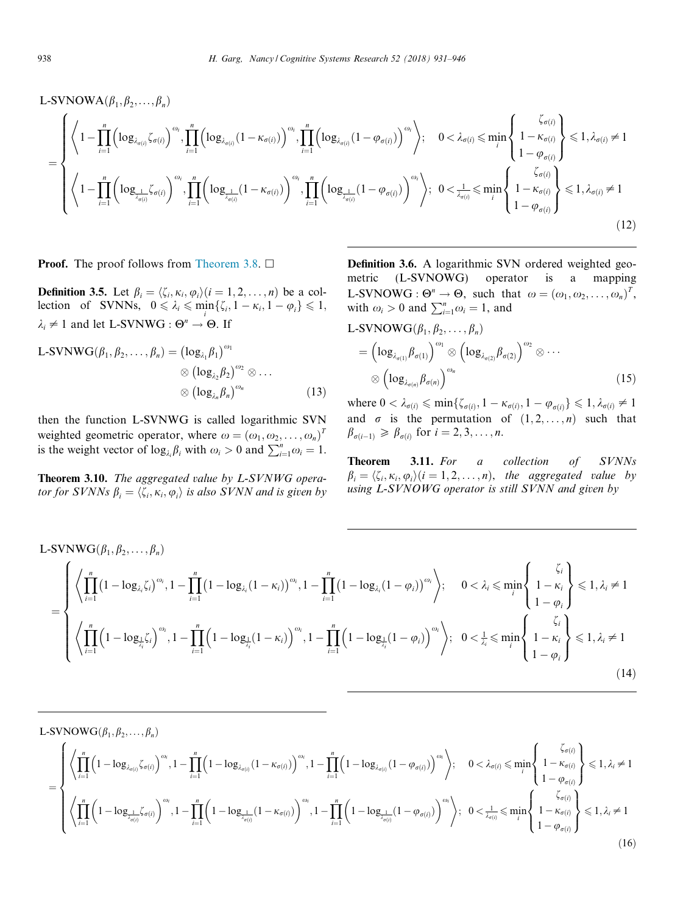$$
\text{L-SVNOWA}(\beta_1, \beta_2, \ldots, \beta_n) = \begin{cases} \left\langle 1 - \prod_{i=1}^{n} \left( \log_{\lambda_{\sigma(i)}} \zeta_{\sigma(i)} \right)^{\omega_i}, \prod_{i=1}^{n} \left( \log_{\lambda_{\sigma(i)}} (1 - \kappa_{\sigma(i)}) \right)^{\omega_i}, \prod_{i=1}^{n} \left( \log_{\lambda_{\sigma(i)}} (1 - \varphi_{\sigma(i)}) \right)^{\omega_i} \right\rangle; & 0 < \lambda_{\sigma(i)} \leqslant \min_i \begin{Bmatrix} \zeta_{\sigma(i)} \\ 1 - \kappa_{\sigma(i)} \\ 1 - \varphi_{\sigma(i)} \end{Bmatrix} \leqslant 1, \lambda_{\sigma(i)} \neq 1 \\ \left\langle 1 - \prod_{i=1}^{n} \left( \log_{\frac{1}{\lambda_{\sigma(i)}}} \zeta_{\sigma(i)} \right)^{\omega_i}, \prod_{i=1}^{n} \left( \log_{\frac{1}{\lambda_{\sigma(i)}}} (1 - \kappa_{\sigma(i)}) \right)^{\omega_i}, \prod_{i=1}^{n} \left( \log_{\frac{1}{\lambda_{\sigma(i)}}} (1 - \varphi_{\sigma(i)}) \right)^{\omega_i} \right\rangle; & 0 < \frac{1}{\lambda_{\sigma(i)}} \leqslant \min_i \begin{Bmatrix} \zeta_{\sigma(i)} \\ 1 - \kappa_{\sigma(i)} \\ 1 - \varphi_{\sigma(i)} \end{Bmatrix} \leqslant 1, \lambda_{\sigma(i)} \neq 1 \end{cases} \tag{12}
$$

**Proof.** The proof follows from Theorem 3.8. □

**Definition 3.5.** Let $\beta_i = \langle \zeta_i, \kappa_i, \varphi_i \rangle (i = 1, 2, \ldots, n)$ be a collection of SVNNs, $0 \leqslant \lambda_i \leqslant \min_i \{\zeta_i, 1 - \kappa_i, 1 - \varphi_i\} \leqslant 1$, $\lambda_i \neq 1$ and let $\text{L-SVNWG} : \Theta^n \to \Theta$. If

$$
\text{L-SVNWG}(\beta_1, \beta_2, \ldots, \beta_n) = \left(\log_{\lambda_1} \beta_1\right)^{\omega_1} \otimes \left(\log_{\lambda_2} \beta_2\right)^{\omega_2} \otimes \ldots \otimes \left(\log_{\lambda_n} \beta_n\right)^{\omega_n} \tag{13}
$$

then the function L-SVNWG is called logarithmic SVN weighted geometric operator, where $\omega = (\omega_1, \omega_2, \ldots, \omega_n)^T$ is the weight vector of $\log_{\lambda_i} \beta_i$ with $\omega_i > 0$ and $\sum_{i=1}^{n} \omega_i = 1$.

**Theorem 3.10.** *The aggregated value by L-SVNWG operator for SVNNs $\beta_i = \langle \zeta_i, \kappa_i, \varphi_i \rangle$ is also SVNN and is given by*

$$
\text{L-SVNWG}(\beta_1, \beta_2, \ldots, \beta_n) = \begin{cases} \left\langle \prod_{i=1}^{n} \left(1 - \log_{\lambda_i} \zeta_i\right)^{\omega_i}, 1 - \prod_{i=1}^{n} \left(1 - \log_{\lambda_i} (1 - \kappa_i)\right)^{\omega_i}, 1 - \prod_{i=1}^{n} \left(1 - \log_{\lambda_i} (1 - \varphi_i)\right)^{\omega_i} \right\rangle; & 0 < \lambda_i \leqslant \min_i \begin{Bmatrix} \zeta_i \\ 1 - \kappa_i \\ 1 - \varphi_i \end{Bmatrix} \leqslant 1, \lambda_i \neq 1 \\ \left\langle \prod_{i=1}^{n} \left(1 - \log_{\frac{1}{\lambda_i}} \zeta_i\right)^{\omega_i}, 1 - \prod_{i=1}^{n} \left(1 - \log_{\frac{1}{\lambda_i}} (1 - \kappa_i)\right)^{\omega_i}, 1 - \prod_{i=1}^{n} \left(1 - \log_{\frac{1}{\lambda_i}} (1 - \varphi_i)\right)^{\omega_i} \right\rangle; & 0 < \frac{1}{\lambda_i} \leqslant \min_i \begin{Bmatrix} \zeta_i \\ 1 - \kappa_i \\ 1 - \varphi_i \end{Bmatrix} \leqslant 1, \lambda_i \neq 1 \end{cases} \tag{14}
$$

**Definition 3.6.** A logarithmic SVN ordered weighted geometric (L-SVNOWG) operator is a mapping $\text{L-SVNOWG} : \Theta^n \to \Theta$, such that $\omega = (\omega_1, \omega_2, \ldots, \omega_n)^T$, with $\omega_i > 0$ and $\sum_{i=1}^{n} \omega_i = 1$, and

$$
\text{L-SVNOWG}(\beta_1, \beta_2, \ldots, \beta_n) = \left(\log_{\lambda_{\sigma(1)}} \beta_{\sigma(1)}\right)^{\omega_1} \otimes \left(\log_{\lambda_{\sigma(2)}} \beta_{\sigma(2)}\right)^{\omega_2} \otimes \cdots \otimes \left(\log_{\lambda_{\sigma(n)}} \beta_{\sigma(n)}\right)^{\omega_n} \tag{15}
$$

where $0 < \lambda_{\sigma(i)} \leqslant \min\{\zeta_{\sigma(i)}, 1 - \kappa_{\sigma(i)}, 1 - \varphi_{\sigma(i)}\} \leqslant 1, \lambda_{\sigma(i)} \neq 1$ and $\sigma$ is the permutation of $(1, 2, \ldots, n)$ such that $\beta_{\sigma(i-1)} \geqslant \beta_{\sigma(i)}$ for $i = 2, 3, \ldots, n$.

**Theorem 3.11.** *For a collection of SVNNs $\beta_i = \langle \zeta_i, \kappa_i, \varphi_i \rangle (i = 1, 2, \ldots, n)$, the aggregated value by using L-SVNOWG operator is still SVNN and given by*

$$
\text{L-SVNOWG}(\beta_1, \beta_2, \ldots, \beta_n) = \begin{cases} \left\langle \prod_{i=1}^{n} \left(1 - \log_{\lambda_{\sigma(i)}} \zeta_{\sigma(i)}\right)^{\omega_i}, 1 - \prod_{i=1}^{n} \left(1 - \log_{\lambda_{\sigma(i)}} (1 - \kappa_{\sigma(i)})\right)^{\omega_i}, 1 - \prod_{i=1}^{n} \left(1 - \log_{\lambda_{\sigma(i)}} (1 - \varphi_{\sigma(i)})\right)^{\omega_i} \right\rangle; & 0 < \lambda_{\sigma(i)} \leqslant \min_i \begin{Bmatrix} \zeta_{\sigma(i)} \\ 1 - \kappa_{\sigma(i)} \\ 1 - \varphi_{\sigma(i)} \end{Bmatrix} \leqslant 1, \lambda_i \neq 1 \\ \left\langle \prod_{i=1}^{n} \left(1 - \log_{\frac{1}{\lambda_{\sigma(i)}}} \zeta_{\sigma(i)}\right)^{\omega_i}, 1 - \prod_{i=1}^{n} \left(1 - \log_{\frac{1}{\lambda_{\sigma(i)}}} (1 - \kappa_{\sigma(i)})\right)^{\omega_i}, 1 - \prod_{i=1}^{n} \left(1 - \log_{\frac{1}{\lambda_{\sigma(i)}}} (1 - \varphi_{\sigma(i)})\right)^{\omega_i} \right\rangle; & 0 < \frac{1}{\lambda_{\sigma(i)}} \leqslant \min_i \begin{Bmatrix} \zeta_{\sigma(i)} \\ 1 - \kappa_{\sigma(i)} \\ 1 - \varphi_{\sigma(i)} \end{Bmatrix} \leqslant 1, \lambda_i \neq 1 \end{cases} \tag{16}
$$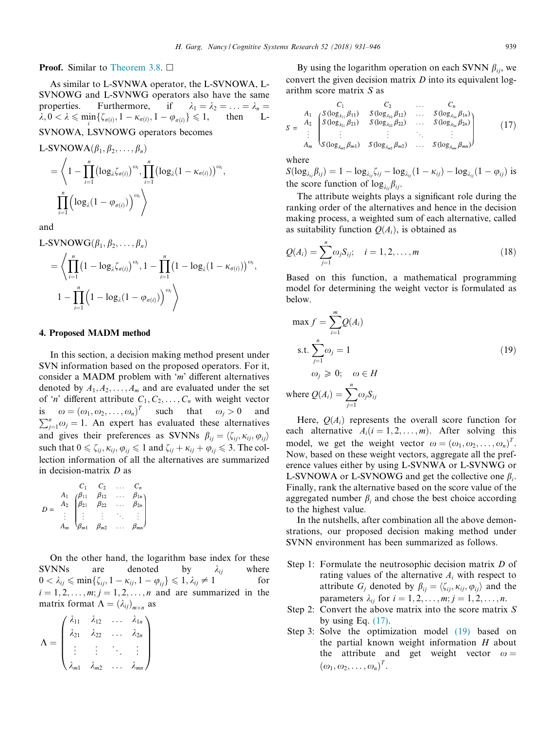**Proof.** Similar to Theorem 3.8. □

As similar to L-SVNWA operator, the L-SVNOWA, L-SVNOWG and L-SVNWG operators also have the same properties. Furthermore, if $\lambda_1 = \lambda_2 = \ldots = \lambda_n = \lambda, 0 < \lambda \leqslant \min_i\{\zeta_{\sigma(i)}, 1-\kappa_{\sigma(i)}, 1-\varphi_{\sigma(i)}\} \leqslant 1$, then L-SVNOWA, LSVNOWG operators becomes

$$
\text{L-SVNOWA}(\beta_1, \beta_2, \ldots, \beta_n) = \left\langle 1 - \prod_{i=1}^{n} \left(\log_\lambda \zeta_{\sigma(i)}\right)^{\omega_i}, \prod_{i=1}^{n} \left(\log_\lambda (1-\kappa_{\sigma(i)})\right)^{\omega_i}, \prod_{i=1}^{n} \left(\log_\lambda (1-\varphi_{\sigma(i)})\right)^{\omega_i} \right\rangle
$$

and

$$
\text{L-SVNOWG}(\beta_1, \beta_2, \ldots, \beta_n) = \left\langle \prod_{i=1}^{n} \left(1 - \log_\lambda \zeta_{\sigma(i)}\right)^{\omega_i}, 1 - \prod_{i=1}^{n} \left(1 - \log_\lambda (1-\kappa_{\sigma(i)})\right)^{\omega_i}, 1 - \prod_{i=1}^{n} \left(1 - \log_\lambda (1-\varphi_{\sigma(i)})\right)^{\omega_i} \right\rangle
$$

## 4. Proposed MADM method

In this section, a decision making method present under SVN information based on the proposed operators. For it, consider a MADM problem with '$m$' different alternatives denoted by $A_1, A_2, \ldots, A_m$ and are evaluated under the set of '$n$' different attribute $C_1, C_2, \ldots, C_n$ with weight vector is $\omega = (\omega_1, \omega_2, \ldots, \omega_n)^T$ such that $\omega_j > 0$ and $\sum_{j=1}^{n} \omega_j = 1$. An expert has evaluated these alternatives and gives their preferences as SVNNs $\beta_{ij} = \langle \zeta_{ij}, \kappa_{ij}, \varphi_{ij} \rangle$ such that $0 \leqslant \zeta_{ij}, \kappa_{ij}, \varphi_{ij} \leqslant 1$ and $\zeta_{ij} + \kappa_{ij} + \varphi_{ij} \leqslant 3$. The collection information of all the alternatives are summarized in decision-matrix $D$ as

$$
D = \begin{array}{c} \\ A_1 \\ A_2 \\ \vdots \\ A_m \end{array}
\begin{array}{c} \begin{array}{cccc} C_1 & C_2 & \ldots & C_n \end{array} \\
\begin{pmatrix} \beta_{11} & \beta_{12} & \ldots & \beta_{1n} \\ \beta_{21} & \beta_{22} & \ldots & \beta_{2n} \\ \vdots & \vdots & \ddots & \vdots \\ \beta_{m1} & \beta_{m2} & \ldots & \beta_{mn} \end{pmatrix} \end{array}
$$

On the other hand, the logarithm base index for these SVNNs are denoted by $\lambda_{ij}$ where $0 < \lambda_{ij} \leqslant \min\{\zeta_{ij}, 1-\kappa_{ij}, 1-\varphi_{ij}\} \leqslant 1, \lambda_{ij} \neq 1$ for $i = 1, 2, \ldots, m; j = 1, 2, \ldots, n$ and are summarized in the matrix format $\Lambda = (\lambda_{ij})_{m \times n}$ as

$$
\Lambda = \begin{pmatrix} \lambda_{11} & \lambda_{12} & \ldots & \lambda_{1n} \\ \lambda_{21} & \lambda_{22} & \ldots & \lambda_{2n} \\ \vdots & \vdots & \ddots & \vdots \\ \lambda_{m1} & \lambda_{m2} & \ldots & \lambda_{mn} \end{pmatrix}
$$

By using the logarithm operation on each SVNN $\beta_{ij}$, we convert the given decision matrix $D$ into its equivalent logarithm score matrix $S$ as

$$
S = \begin{array}{c} \\ A_1 \\ A_2 \\ \vdots \\ A_m \end{array}
\begin{array}{c} \begin{array}{cccc} C_1 & C_2 & \ldots & C_n \end{array} \\
\begin{pmatrix} S(\log_{\lambda_{11}} \beta_{11}) & S(\log_{\lambda_{12}} \beta_{12}) & \ldots & S(\log_{\lambda_{1n}} \beta_{1n}) \\ S(\log_{\lambda_{21}} \beta_{21}) & S(\log_{\lambda_{22}} \beta_{22}) & \ldots & S(\log_{\lambda_{2n}} \beta_{2n}) \\ \vdots & \vdots & \ddots & \vdots \\ S(\log_{\lambda_{m1}} \beta_{m1}) & S(\log_{\lambda_{m2}} \beta_{m2}) & \ldots & S(\log_{\lambda_{mn}} \beta_{mn}) \end{pmatrix} \end{array} \quad (17)
$$

where $S(\log_{\lambda_{ij}} \beta_{ij}) = 1 - \log_{\lambda_{ij}} \zeta_{ij} - \log_{\lambda_{ij}} (1-\kappa_{ij}) - \log_{\lambda_{ij}} (1-\varphi_{ij})$ is the score function of $\log_{\lambda_{ij}} \beta_{ij}$.

The attribute weights plays a significant role during the ranking order of the alternatives and hence in the decision making process, a weighted sum of each alternative, called as suitability function $Q(A_i)$, is obtained as

$$
Q(A_i) = \sum_{j=1}^{n} \omega_j S_{ij}; \quad i = 1, 2, \ldots, m \quad (18)
$$

Based on this function, a mathematical programming model for determining the weight vector is formulated as below.

$$
\begin{aligned}
\max f &= \sum_{i=1}^{m} Q(A_i) \\
\text{s.t.} &\sum_{j=1}^{n} \omega_j = 1 \\
&\omega_j \geqslant 0; \quad \omega \in H
\end{aligned} \quad (19)
$$

where $Q(A_i) = \sum_{j=1}^{n} \omega_j S_{ij}$

Here, $Q(A_i)$ represents the overall score function for each alternative $A_i (i = 1, 2, \ldots, m)$. After solving this model, we get the weight vector $\omega = (\omega_1, \omega_2, \ldots, \omega_n)^T$. Now, based on these weight vectors, aggregate all the preference values either by using L-SVNWA or L-SVNWG or L-SVNOWA or L-SVNOWG and get the collective one $\beta_i$. Finally, rank the alternative based on the score value of the aggregated number $\beta_i$ and chose the best choice according to the highest value.

In the nutshells, after combination all the above demonstrations, our proposed decision making method under SVNN environment has been summarized as follows.

- Step 1: Formulate the neutrosophic decision matrix $D$ of rating values of the alternative $A_i$ with respect to attribute $G_j$ denoted by $\beta_{ij} = \langle \zeta_{ij}, \kappa_{ij}, \varphi_{ij} \rangle$ and the parameters $\lambda_{ij}$ for $i = 1, 2, \ldots, m; j = 1, 2, \ldots, n$.
- Step 2: Convert the above matrix into the score matrix $S$ by using Eq. (17).
- Step 3: Solve the optimization model (19) based on the partial known weight information $H$ about the attribute and get weight vector $\omega = (\omega_1, \omega_2, \ldots, \omega_n)^T$.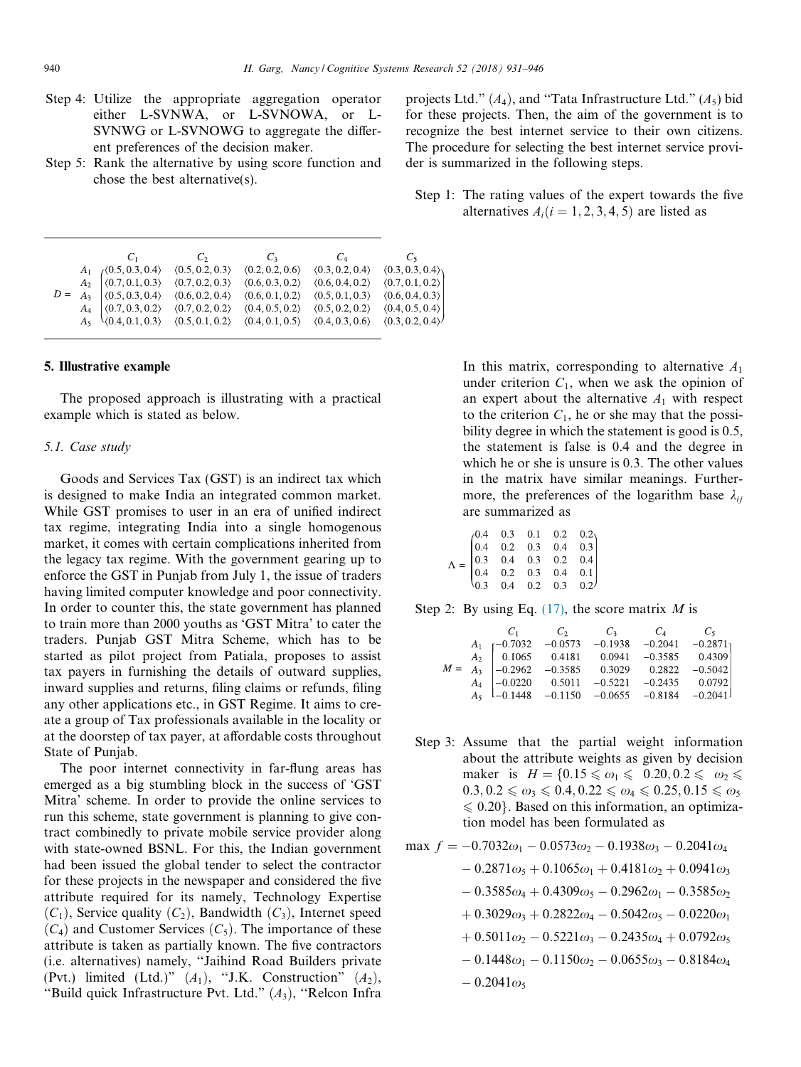Step 4: Utilize the appropriate aggregation operator either L-SVNWA, or L-SVNOWA, or L-SVNWG or L-SVNOWG to aggregate the different preferences of the decision maker.

Step 5: Rank the alternative by using score function and chose the best alternative(s).

$$
D = \begin{array}{c} \\ A_1 \\ A_2 \\ A_3 \\ A_4 \\ A_5 \end{array}
\begin{array}{c}
\begin{array}{ccccc} \quad C_1 \quad & \quad C_2 \quad & \quad C_3 \quad & \quad C_4 \quad & \quad C_5 \quad \end{array} \\
\begin{pmatrix}
\langle 0.5,0.3,0.4\rangle & \langle 0.5,0.2,0.3\rangle & \langle 0.2,0.2,0.6\rangle & \langle 0.3,0.2,0.4\rangle & \langle 0.3,0.3,0.4\rangle \\
\langle 0.7,0.1,0.3\rangle & \langle 0.7,0.1,0.3\rangle & \langle 0.6,0.3,0.2\rangle & \langle 0.6,0.4,0.2\rangle & \langle 0.7,0.1,0.2\rangle \\
\langle 0.5,0.3,0.4\rangle & \langle 0.6,0.2,0.4\rangle & \langle 0.6,0.1,0.2\rangle & \langle 0.5,0.1,0.3\rangle & \langle 0.6,0.4,0.3\rangle \\
\langle 0.7,0.3,0.2\rangle & \langle 0.7,0.2,0.2\rangle & \langle 0.4,0.5,0.2\rangle & \langle 0.5,0.2,0.2\rangle & \langle 0.4,0.5,0.4\rangle \\
\langle 0.4,0.1,0.3\rangle & \langle 0.5,0.1,0.2\rangle & \langle 0.4,0.1,0.5\rangle & \langle 0.4,0.3,0.6\rangle & \langle 0.3,0.2,0.4\rangle
\end{pmatrix}
\end{array}
$$

## 5. Illustrative example

The proposed approach is illustrating with a practical example which is stated as below.

### 5.1. Case study

Goods and Services Tax (GST) is an indirect tax which is designed to make India an integrated common market. While GST promises to user in an era of unified indirect tax regime, integrating India into a single homogenous market, it comes with certain complications inherited from the legacy tax regime. With the government gearing up to enforce the GST in Punjab from July 1, the issue of traders having limited computer knowledge and poor connectivity. In order to counter this, the state government has planned to train more than 2000 youths as 'GST Mitra' to cater the traders. Punjab GST Mitra Scheme, which has to be started as pilot project from Patiala, proposes to assist tax payers in furnishing the details of outward supplies, inward supplies and returns, filing claims or refunds, filing any other applications etc., in GST Regime. It aims to create a group of Tax professionals available in the locality or at the doorstep of tax payer, at affordable costs throughout State of Punjab.

The poor internet connectivity in far-flung areas has emerged as a big stumbling block in the success of 'GST Mitra' scheme. In order to provide the online services to run this scheme, state government is planning to give contract combinedly to private mobile service provider along with state-owned BSNL. For this, the Indian government had been issued the global tender to select the contractor for these projects in the newspaper and considered the five attribute required for its namely, Technology Expertise ($C_1$), Service quality ($C_2$), Bandwidth ($C_3$), Internet speed ($C_4$) and Customer Services ($C_5$). The importance of these attribute is taken as partially known. The five contractors (i.e. alternatives) namely, "Jaihind Road Builders private (Pvt.) limited (Ltd.)" ($A_1$), "J.K. Construction" ($A_2$), "Build quick Infrastructure Pvt. Ltd." ($A_3$), "Relcon Infra projects Ltd." ($A_4$), and "Tata Infrastructure Ltd." ($A_5$) bid for these projects. Then, the aim of the government is to recognize the best internet service to their own citizens. The procedure for selecting the best internet service provider is summarized in the following steps.

Step 1: The rating values of the expert towards the five alternatives $A_i (i = 1, 2, 3, 4, 5)$ are listed as

In this matrix, corresponding to alternative $A_1$ under criterion $C_1$, when we ask the opinion of an expert about the alternative $A_1$ with respect to the criterion $C_1$, he or she may that the possibility degree in which the statement is good is 0.5, the statement is false is 0.4 and the degree in which he or she is unsure is 0.3. The other values in the matrix have similar meanings. Furthermore, the preferences of the logarithm base $\lambda_{ij}$ are summarized as

$$
\Lambda = \begin{pmatrix}
0.4 & 0.3 & 0.1 & 0.2 & 0.2 \\
0.4 & 0.2 & 0.3 & 0.4 & 0.3 \\
0.3 & 0.4 & 0.3 & 0.2 & 0.4 \\
0.4 & 0.2 & 0.3 & 0.4 & 0.1 \\
0.3 & 0.4 & 0.2 & 0.3 & 0.2
\end{pmatrix}
$$

Step 2: By using Eq. (17), the score matrix $M$ is

$$
M = \begin{array}{c} \\ A_1 \\ A_2 \\ A_3 \\ A_4 \\ A_5 \end{array}
\begin{array}{c}
\begin{array}{ccccc} \quad C_1 \quad & \quad C_2 \quad & \quad C_3 \quad & \quad C_4 \quad & \quad C_5 \quad \end{array} \\
\begin{bmatrix}
-0.7032 & -0.0573 & -0.1938 & -0.2041 & -0.2871 \\
0.1065 & 0.4181 & 0.0941 & -0.3585 & 0.4309 \\
-0.2962 & -0.3585 & 0.3029 & 0.2822 & -0.5042 \\
-0.0220 & 0.5011 & -0.5221 & -0.2435 & 0.0792 \\
-0.1448 & -0.1150 & -0.0655 & -0.8184 & -0.2041
\end{bmatrix}
\end{array}
$$

Step 3: Assume that the partial weight information about the attribute weights as given by decision maker is $H = \{0.15 \leqslant \omega_1 \leqslant 0.20, 0.2 \leqslant \omega_2 \leqslant 0.3, 0.2 \leqslant \omega_3 \leqslant 0.4, 0.22 \leqslant \omega_4 \leqslant 0.25, 0.15 \leqslant \omega_5 \leqslant 0.20\}$. Based on this information, an optimization model has been formulated as

$$
\begin{aligned}
\max\ f = & -0.7032\omega_1 - 0.0573\omega_2 - 0.1938\omega_3 - 0.2041\omega_4 \\
& - 0.2871\omega_5 + 0.1065\omega_1 + 0.4181\omega_2 + 0.0941\omega_3 \\
& - 0.3585\omega_4 + 0.4309\omega_5 - 0.2962\omega_1 - 0.3585\omega_2 \\
& + 0.3029\omega_3 + 0.2822\omega_4 - 0.5042\omega_5 - 0.0220\omega_1 \\
& + 0.5011\omega_2 - 0.5221\omega_3 - 0.2435\omega_4 + 0.0792\omega_5 \\
& - 0.1448\omega_1 - 0.1150\omega_2 - 0.0655\omega_3 - 0.8184\omega_4 \\
& - 0.2041\omega_5
\end{aligned}
$$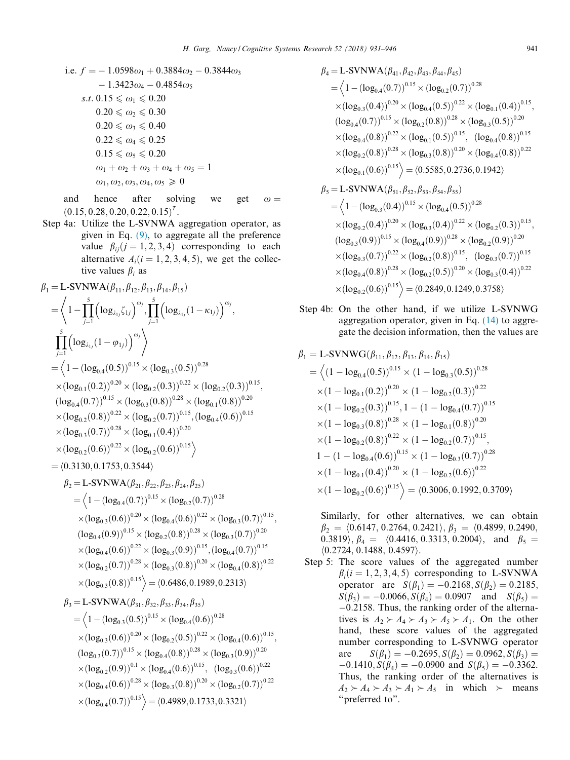$$\text{i.e. } f = -1.0598\omega_1 + 0.3884\omega_2 - 0.3844\omega_3 - 1.3423\omega_4 - 0.4854\omega_5$$

$$\begin{aligned}
s.t.\ & 0.15 \leqslant \omega_1 \leqslant 0.20 \\
& 0.20 \leqslant \omega_2 \leqslant 0.30 \\
& 0.20 \leqslant \omega_3 \leqslant 0.40 \\
& 0.22 \leqslant \omega_4 \leqslant 0.25 \\
& 0.15 \leqslant \omega_5 \leqslant 0.20 \\
& \omega_1 + \omega_2 + \omega_3 + \omega_4 + \omega_5 = 1 \\
& \omega_1, \omega_2, \omega_3, \omega_4, \omega_5 \geqslant 0
\end{aligned}$$

and hence after solving we get $\omega = (0.15, 0.28, 0.20, 0.22, 0.15)^T$.

Step 4a: Utilize the L-SVNWA aggregation operator, as given in Eq. (9), to aggregate all the preference value $\beta_{ij}(j = 1, 2, 3, 4)$ corresponding to each alternative $A_i (i = 1, 2, 3, 4, 5)$, we get the collective values $\beta_i$ as

$$\begin{aligned}
\beta_1 &= \text{L-SVNWA}(\beta_{11}, \beta_{12}, \beta_{13}, \beta_{14}, \beta_{15}) \\
&= \left\langle 1 - \prod_{j=1}^{5} \left(\log_{\lambda_{1j}} \zeta_{1j}\right)^{\omega_j}, \prod_{j=1}^{5} \left(\log_{\lambda_{1j}} (1 - \kappa_{1j})\right)^{\omega_j}, \prod_{j=1}^{5} \left(\log_{\lambda_{1j}} (1 - \varphi_{1j})\right)^{\omega_j} \right\rangle \\
&= \Big\langle 1 - (\log_{0.4}(0.5))^{0.15} \times (\log_{0.3}(0.5))^{0.28} \times (\log_{0.1}(0.2))^{0.20} \times (\log_{0.2}(0.3))^{0.22} \times (\log_{0.2}(0.3))^{0.15}, \\
&\quad (\log_{0.4}(0.7))^{0.15} \times (\log_{0.3}(0.8))^{0.28} \times (\log_{0.1}(0.8))^{0.20} \times (\log_{0.2}(0.8))^{0.22} \times (\log_{0.2}(0.7))^{0.15}, (\log_{0.4}(0.6))^{0.15} \\
&\quad \times (\log_{0.3}(0.7))^{0.28} \times (\log_{0.1}(0.4))^{0.20} \times (\log_{0.2}(0.6))^{0.22} \times (\log_{0.2}(0.6))^{0.15} \Big\rangle \\
&= \langle 0.3130, 0.1753, 0.3544 \rangle
\end{aligned}$$

$$\begin{aligned}
\beta_2 &= \text{L-SVNWA}(\beta_{21}, \beta_{22}, \beta_{23}, \beta_{24}, \beta_{25}) \\
&= \Big\langle 1 - (\log_{0.4}(0.7))^{0.15} \times (\log_{0.2}(0.7))^{0.28} \times (\log_{0.3}(0.6))^{0.20} \times (\log_{0.4}(0.6))^{0.22} \times (\log_{0.3}(0.7))^{0.15}, \\
&\quad (\log_{0.4}(0.9))^{0.15} \times (\log_{0.2}(0.8))^{0.28} \times (\log_{0.3}(0.7))^{0.20} \times (\log_{0.4}(0.6))^{0.22} \times (\log_{0.3}(0.9))^{0.15}, (\log_{0.4}(0.7))^{0.15} \\
&\quad \times (\log_{0.2}(0.7))^{0.28} \times (\log_{0.3}(0.8))^{0.20} \times (\log_{0.4}(0.8))^{0.22} \times (\log_{0.3}(0.8))^{0.15} \Big\rangle = \langle 0.6486, 0.1989, 0.2313 \rangle
\end{aligned}$$

$$\begin{aligned}
\beta_3 &= \text{L-SVNWA}(\beta_{31}, \beta_{32}, \beta_{33}, \beta_{34}, \beta_{35}) \\
&= \Big\langle 1 - (\log_{0.3}(0.5))^{0.15} \times (\log_{0.4}(0.6))^{0.28} \times (\log_{0.3}(0.6))^{0.20} \times (\log_{0.2}(0.5))^{0.22} \times (\log_{0.4}(0.6))^{0.15}, \\
&\quad (\log_{0.3}(0.7))^{0.15} \times (\log_{0.4}(0.8))^{0.28} \times (\log_{0.3}(0.9))^{0.20} \times (\log_{0.2}(0.9))^{0.1} \times (\log_{0.4}(0.6))^{0.15}, \ (\log_{0.3}(0.6))^{0.22} \\
&\quad \times (\log_{0.4}(0.6))^{0.28} \times (\log_{0.3}(0.8))^{0.20} \times (\log_{0.2}(0.7))^{0.22} \times (\log_{0.4}(0.7))^{0.15} \Big\rangle = \langle 0.4989, 0.1733, 0.3321 \rangle
\end{aligned}$$

$$\begin{aligned}
\beta_4 &= \text{L-SVNWA}(\beta_{41}, \beta_{42}, \beta_{43}, \beta_{44}, \beta_{45}) \\
&= \Big\langle 1 - (\log_{0.4}(0.7))^{0.15} \times (\log_{0.2}(0.7))^{0.28} \times (\log_{0.3}(0.4))^{0.20} \times (\log_{0.4}(0.5))^{0.22} \times (\log_{0.1}(0.4))^{0.15}, \\
&\quad (\log_{0.4}(0.7))^{0.15} \times (\log_{0.2}(0.8))^{0.28} \times (\log_{0.3}(0.5))^{0.20} \times (\log_{0.4}(0.8))^{0.22} \times (\log_{0.1}(0.5))^{0.15}, \ (\log_{0.4}(0.8))^{0.15} \\
&\quad \times (\log_{0.2}(0.8))^{0.28} \times (\log_{0.3}(0.8))^{0.20} \times (\log_{0.4}(0.8))^{0.22} \times (\log_{0.1}(0.6))^{0.15} \Big\rangle = \langle 0.5585, 0.2736, 0.1942 \rangle
\end{aligned}$$

$$\begin{aligned}
\beta_5 &= \text{L-SVNWA}(\beta_{51}, \beta_{52}, \beta_{53}, \beta_{54}, \beta_{55}) \\
&= \Big\langle 1 - (\log_{0.3}(0.4))^{0.15} \times (\log_{0.4}(0.5))^{0.28} \times (\log_{0.2}(0.4))^{0.20} \times (\log_{0.3}(0.4))^{0.22} \times (\log_{0.2}(0.3))^{0.15}, \\
&\quad (\log_{0.3}(0.9))^{0.15} \times (\log_{0.4}(0.9))^{0.28} \times (\log_{0.2}(0.9))^{0.20} \times (\log_{0.3}(0.7))^{0.22} \times (\log_{0.2}(0.8))^{0.15}, \ (\log_{0.3}(0.7))^{0.15} \\
&\quad \times (\log_{0.4}(0.8))^{0.28} \times (\log_{0.2}(0.5))^{0.20} \times (\log_{0.3}(0.4))^{0.22} \times (\log_{0.2}(0.6))^{0.15} \Big\rangle = \langle 0.2849, 0.1249, 0.3758 \rangle
\end{aligned}$$

Step 4b: On the other hand, if we utilize L-SVNWG aggregation operator, given in Eq. (14) to aggregate the decision information, then the values are

$$\begin{aligned}
\beta_1 &= \text{L-SVNWG}(\beta_{11}, \beta_{12}, \beta_{13}, \beta_{14}, \beta_{15}) \\
&= \Big\langle (1 - \log_{0.4}(0.5))^{0.15} \times (1 - \log_{0.3}(0.5))^{0.28} \times (1 - \log_{0.1}(0.2))^{0.20} \times (1 - \log_{0.2}(0.3))^{0.22} \\
&\quad \times (1 - \log_{0.2}(0.3))^{0.15}, 1 - (1 - \log_{0.4}(0.7))^{0.15} \times (1 - \log_{0.3}(0.8))^{0.28} \times (1 - \log_{0.1}(0.8))^{0.20} \\
&\quad \times (1 - \log_{0.2}(0.8))^{0.22} \times (1 - \log_{0.2}(0.7))^{0.15}, \\
&\quad 1 - (1 - \log_{0.4}(0.6))^{0.15} \times (1 - \log_{0.3}(0.7))^{0.28} \times (1 - \log_{0.1}(0.4))^{0.20} \times (1 - \log_{0.2}(0.6))^{0.22} \\
&\quad \times (1 - \log_{0.2}(0.6))^{0.15} \Big\rangle = \langle 0.3006, 0.1992, 0.3709 \rangle
\end{aligned}$$

Similarly, for other alternatives, we can obtain $\beta_2 = \langle 0.6147, 0.2764, 0.2421 \rangle$, $\beta_3 = \langle 0.4899, 0.2490, 0.3819 \rangle$, $\beta_4 = \langle 0.4416, 0.3313, 0.2004 \rangle$, and $\beta_5 = \langle 0.2724, 0.1488, 0.4597 \rangle$.

Step 5: The score values of the aggregated number $\beta_i (i = 1, 2, 3, 4, 5)$ corresponding to L-SVNWA operator are $S(\beta_1) = -0.2168$, $S(\beta_2) = 0.2185$, $S(\beta_3) = -0.0066$, $S(\beta_4) = 0.0907$ and $S(\beta_5) = -0.2158$. Thus, the ranking order of the alternatives is $A_2 \succ A_4 \succ A_3 \succ A_5 \succ A_1$. On the other hand, these score values of the aggregated number corresponding to L-SVNWG operator are $S(\beta_1) = -0.2695$, $S(\beta_2) = 0.0962$, $S(\beta_3) = -0.1410$, $S(\beta_4) = -0.0900$ and $S(\beta_5) = -0.3362$. Thus, the ranking order of the alternatives is $A_2 \succ A_4 \succ A_3 \succ A_1 \succ A_5$ in which $\succ$ means "preferred to".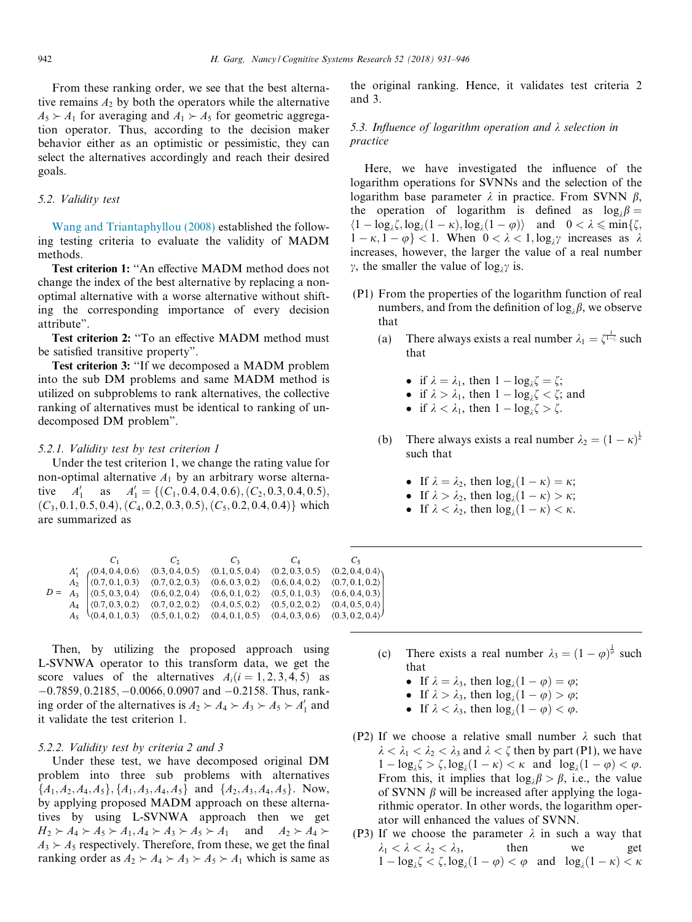From these ranking order, we see that the best alternative remains $A_2$ by both the operators while the alternative $A_5 \succ A_1$ for averaging and $A_1 \succ A_5$ for geometric aggregation operator. Thus, according to the decision maker behavior either as an optimistic or pessimistic, they can select the alternatives accordingly and reach their desired goals.

### 5.2. Validity test

Wang and Triantaphyllou (2008) established the following testing criteria to evaluate the validity of MADM methods.

**Test criterion 1:** "An effective MADM method does not change the index of the best alternative by replacing a non-optimal alternative with a worse alternative without shifting the corresponding importance of every decision attribute".

**Test criterion 2:** "To an effective MADM method must be satisfied transitive property".

**Test criterion 3:** "If we decomposed a MADM problem into the sub DM problems and same MADM method is utilized on subproblems to rank alternatives, the collective ranking of alternatives must be identical to ranking of undecomposed DM problem".

#### 5.2.1. Validity test by test criterion 1

Under the test criterion 1, we change the rating value for non-optimal alternative $A_1$ by an arbitrary worse alternative $A_1'$ as $A_1' = \{(C_1, 0.4, 0.4, 0.6), (C_2, 0.3, 0.4, 0.5), (C_3, 0.1, 0.5, 0.4), (C_4, 0.2, 0.3, 0.5), (C_5, 0.2, 0.4, 0.4)\}$ which are summarized as

$$D = \begin{array}{c} \\ A_1' \\ A_2 \\ A_3 \\ A_4 \\ A_5 \end{array} \begin{array}{c} \begin{array}{ccccc} C_1 & C_2 & C_3 & C_4 & C_5 \end{array} \\ \begin{pmatrix} \langle 0.4, 0.4, 0.6\rangle & \langle 0.3, 0.4, 0.5\rangle & \langle 0.1, 0.5, 0.4\rangle & \langle 0.2, 0.3, 0.5\rangle & \langle 0.2, 0.4, 0.4\rangle \\ \langle 0.7, 0.1, 0.3\rangle & \langle 0.7, 0.2, 0.3\rangle & \langle 0.6, 0.3, 0.2\rangle & \langle 0.6, 0.4, 0.2\rangle & \langle 0.7, 0.1, 0.2\rangle \\ \langle 0.5, 0.3, 0.4\rangle & \langle 0.6, 0.2, 0.4\rangle & \langle 0.6, 0.1, 0.2\rangle & \langle 0.5, 0.1, 0.3\rangle & \langle 0.6, 0.4, 0.3\rangle \\ \langle 0.7, 0.3, 0.2\rangle & \langle 0.7, 0.2, 0.2\rangle & \langle 0.4, 0.5, 0.2\rangle & \langle 0.5, 0.2, 0.2\rangle & \langle 0.4, 0.5, 0.4\rangle \\ \langle 0.4, 0.1, 0.3\rangle & \langle 0.5, 0.1, 0.2\rangle & \langle 0.4, 0.1, 0.5\rangle & \langle 0.4, 0.3, 0.6\rangle & \langle 0.3, 0.2, 0.4\rangle \end{pmatrix} \end{array}$$

Then, by utilizing the proposed approach using L-SVNWA operator to this transform data, we get the score values of $A_i (i = 1, 2, 3, 4, 5)$ as $-0.7859, 0.2185, -0.0066, 0.0907$ and $-0.2158$. Thus, ranking order of the alternatives is $A_2 \succ A_4 \succ A_3 \succ A_5 \succ A_1'$ and it validate the test criterion 1.

#### 5.2.2. Validity test by criteria 2 and 3

Under these test, we have decomposed original DM problem into three sub problems with alternatives $\{A_1, A_2, A_4, A_5\}, \{A_1, A_3, A_4, A_5\}$ and $\{A_2, A_3, A_4, A_5\}$. Now, by applying proposed MADM approach on these alternatives by using L-SVNWA approach then we get $H_2 \succ A_4 \succ A_5 \succ A_1, A_4 \succ A_3 \succ A_5 \succ A_1$ and $A_2 \succ A_4 \succ A_3 \succ A_5$ respectively. Therefore, from these, we get the final ranking order as $A_2 \succ A_4 \succ A_3 \succ A_5 \succ A_1$ which is same as the original ranking. Hence, it validates test criteria 2 and 3.

### 5.3. Influence of logarithm operation and $\lambda$ selection in practice

Here, we have investigated the influence of the logarithm operations for SVNNs and the selection of the logarithm base parameter $\lambda$ in practice. From SVNN $\beta$, the operation of logarithm is defined as $\log_\lambda \beta = \langle 1 - \log_\lambda \zeta, \log_\lambda(1-\kappa), \log_\lambda(1-\varphi)\rangle$ and $0 < \lambda \leqslant \min\{\zeta, 1-\kappa, 1-\varphi\} < 1$. When $0 < \lambda < 1, \log_\lambda \gamma$ increases as $\lambda$ increases, however, the larger the value of a real number $\gamma$, the smaller the value of $\log_\lambda \gamma$ is.

(P1) From the properties of the logarithm function of real numbers, and from the definition of $\log_\lambda \beta$, we observe that

(a) There always exists a real number $\lambda_1 = \zeta^{\frac{1}{1-\zeta}}$ such that

- if $\lambda = \lambda_1$, then $1 - \log_\lambda \zeta = \zeta$;
- if $\lambda > \lambda_1$, then $1 - \log_\lambda \zeta < \zeta$; and
- if $\lambda < \lambda_1$, then $1 - \log_\lambda \zeta > \zeta$.

(b) There always exists a real number $\lambda_2 = (1-\kappa)^{\frac{1}{\kappa}}$ such that

- If $\lambda = \lambda_2$, then $\log_\lambda(1-\kappa) = \kappa$;
- If $\lambda > \lambda_2$, then $\log_\lambda(1-\kappa) > \kappa$;
- If $\lambda < \lambda_2$, then $\log_\lambda(1-\kappa) < \kappa$.

(c) There exists a real number $\lambda_3 = (1-\varphi)^{\frac{1}{\varphi}}$ such that

- If $\lambda = \lambda_3$, then $\log_\lambda(1-\varphi) = \varphi$;
- If $\lambda > \lambda_3$, then $\log_\lambda(1-\varphi) > \varphi$;
- If $\lambda < \lambda_3$, then $\log_\lambda(1-\varphi) < \varphi$.

(P2) If we choose a relative small number $\lambda$ such that $\lambda < \lambda_1 < \lambda_2 < \lambda_3$ and $\lambda < \zeta$ then by part (P1), we have $1 - \log_\lambda \zeta > \zeta, \log_\lambda(1-\kappa) < \kappa$ and $\log_\lambda(1-\varphi) < \varphi$. From this, it implies that $\log_\lambda \beta > \beta$, i.e., the value of SVNN $\beta$ will be increased after applying the logarithmic operator. In other words, the logarithm operator will enhanced the values of SVNN.

(P3) If we choose the parameter $\lambda$ in such a way that $\lambda_1 < \lambda < \lambda_2 < \lambda_3$, then we get $1 - \log_\lambda \zeta < \zeta, \log_\lambda(1-\varphi) < \varphi$ and $\log_\lambda(1-\kappa) < \kappa$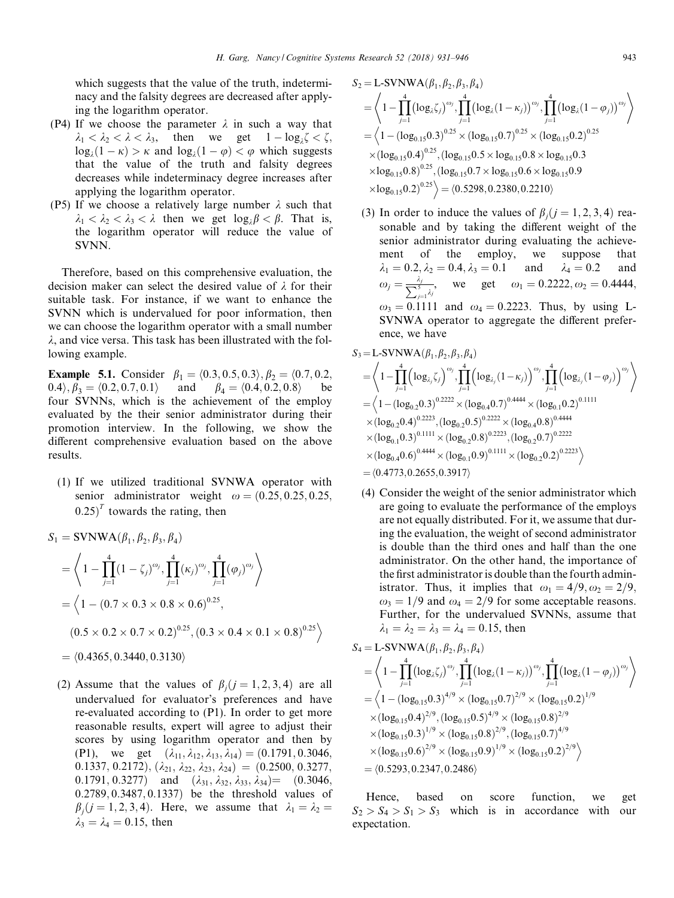which suggests that the value of the truth, indeterminacy and the falsity degrees are decreased after applying the logarithm operator.

(P4) If we choose the parameter $\lambda$ in such a way that $\lambda_1 < \lambda_2 < \lambda < \lambda_3$, then we get $1 - \log_\lambda \zeta < \zeta$, $\log_\lambda(1-\kappa) > \kappa$ and $\log_\lambda(1-\varphi) < \varphi$ which suggests that the value of the truth and falsity degrees decreases while indeterminacy degree increases after applying the logarithm operator.

(P5) If we choose a relatively large number $\lambda$ such that $\lambda_1 < \lambda_2 < \lambda_3 < \lambda$ then we get $\log_\lambda \beta < \beta$. That is, the logarithm operator will reduce the value of SVNN.

Therefore, based on this comprehensive evaluation, the decision maker can select the desired value of $\lambda$ for their suitable task. For instance, if we want to enhance the SVNN which is undervalued for poor information, then we can choose the logarithm operator with a small number $\lambda$, and vice versa. This task has been illustrated with the following example.

**Example 5.1.** Consider $\beta_1 = \langle 0.3, 0.5, 0.3\rangle, \beta_2 = \langle 0.7, 0.2, 0.4\rangle, \beta_3 = \langle 0.2, 0.7, 0.1\rangle$ and $\beta_4 = \langle 0.4, 0.2, 0.8\rangle$ be four SVNNs, which is the achievement of the employ evaluated by the their senior administrator during their promotion interview. In the following, we show the different comprehensive evaluation based on the above results.

(1) If we utilized traditional SVNWA operator with senior administrator weight $\omega = (0.25, 0.25, 0.25, 0.25)^T$ towards the rating, then

$$
\begin{aligned}
S_1 &= \text{SVNWA}(\beta_1, \beta_2, \beta_3, \beta_4) \\
&= \left\langle 1 - \prod_{j=1}^{4} (1-\zeta_j)^{\omega_j}, \prod_{j=1}^{4} (\kappa_j)^{\omega_j}, \prod_{j=1}^{4} (\varphi_j)^{\omega_j} \right\rangle \\
&= \Big\langle 1 - (0.7 \times 0.3 \times 0.8 \times 0.6)^{0.25}, \\
&\quad (0.5 \times 0.2 \times 0.7 \times 0.2)^{0.25}, (0.3 \times 0.4 \times 0.1 \times 0.8)^{0.25} \Big\rangle \\
&= \langle 0.4365, 0.3440, 0.3130\rangle
\end{aligned}
$$

(2) Assume that the values of $\beta_j (j = 1, 2, 3, 4)$ are all undervalued for evaluator's preferences and have re-evaluated according to (P1). In order to get more reasonable results, expert will agree to adjust their scores by using logarithm operator and then by (P1), we get $(\lambda_{11}, \lambda_{12}, \lambda_{13}, \lambda_{14}) = (0.1791, 0.3046, 0.1337, 0.2172)$, $(\lambda_{21}, \lambda_{22}, \lambda_{23}, \lambda_{24}) = (0.2500, 0.3277, 0.1791, 0.3277)$ and $(\lambda_{31}, \lambda_{32}, \lambda_{33}, \lambda_{34}) = (0.3046, 0.2789, 0.3487, 0.1337)$ be the threshold values of $\beta_j (j = 1, 2, 3, 4)$. Here, we assume that $\lambda_1 = \lambda_2 = \lambda_3 = \lambda_4 = 0.15$, then

$$
\begin{aligned}
S_2 &= \text{L-SVNWA}(\beta_1, \beta_2, \beta_3, \beta_4) \\
&= \left\langle 1 - \prod_{j=1}^{4} (\log_\lambda \zeta_j)^{\omega_j}, \prod_{j=1}^{4} (\log_\lambda (1-\kappa_j))^{\omega_j}, \prod_{j=1}^{4} (\log_\lambda (1-\varphi_j))^{\omega_j} \right\rangle \\
&= \Big\langle 1 - (\log_{0.15} 0.3)^{0.25} \times (\log_{0.15} 0.7)^{0.25} \times (\log_{0.15} 0.2)^{0.25} \\
&\quad \times (\log_{0.15} 0.4)^{0.25}, (\log_{0.15} 0.5 \times \log_{0.15} 0.8 \times \log_{0.15} 0.3 \\
&\quad \times \log_{0.15} 0.8)^{0.25}, (\log_{0.15} 0.7 \times \log_{0.15} 0.6 \times \log_{0.15} 0.9 \\
&\quad \times \log_{0.15} 0.2)^{0.25} \Big\rangle = \langle 0.5298, 0.2380, 0.2210\rangle
\end{aligned}
$$

(3) In order to induce the values of $\beta_j (j = 1, 2, 3, 4)$ reasonable and by taking the different weight of the senior administrator during evaluating the achievement of the employ, we suppose that $\lambda_1 = 0.2, \lambda_2 = 0.4, \lambda_3 = 0.1$ and $\lambda_4 = 0.2$ and $\omega_j = \frac{\lambda_j}{\sum_{j=1}^{5} \lambda_j}$, we get $\omega_1 = 0.2222, \omega_2 = 0.4444$, $\omega_3 = 0.1111$ and $\omega_4 = 0.2223$. Thus, by using L-SVNWA operator to aggregate the different preference, we have

$$
\begin{aligned}
S_3 &= \text{L-SVNWA}(\beta_1, \beta_2, \beta_3, \beta_4) \\
&= \left\langle 1 - \prod_{j=1}^{4} \left(\log_{\lambda_j} \zeta_j\right)^{\omega_j}, \prod_{j=1}^{4} \left(\log_{\lambda_j} (1-\kappa_j)\right)^{\omega_j}, \prod_{j=1}^{4} \left(\log_{\lambda_j} (1-\varphi_j)\right)^{\omega_j} \right\rangle \\
&= \Big\langle 1 - (\log_{0.2} 0.3)^{0.2222} \times (\log_{0.4} 0.7)^{0.4444} \times (\log_{0.1} 0.2)^{0.1111} \\
&\quad \times (\log_{0.2} 0.4)^{0.2223}, (\log_{0.2} 0.5)^{0.2222} \times (\log_{0.4} 0.8)^{0.4444} \\
&\quad \times (\log_{0.1} 0.3)^{0.1111} \times (\log_{0.2} 0.8)^{0.2223}, (\log_{0.2} 0.7)^{0.2222} \\
&\quad \times (\log_{0.4} 0.6)^{0.4444} \times (\log_{0.1} 0.9)^{0.1111} \times (\log_{0.2} 0.2)^{0.2223} \Big\rangle \\
&= \langle 0.4773, 0.2655, 0.3917\rangle
\end{aligned}
$$

(4) Consider the weight of the senior administrator which are going to evaluate the performance of the employs are not equally distributed. For it, we assume that during the evaluation, the weight of second administrator is double than the third ones and half than the one administrator. On the other hand, the importance of the first administrator is double than the fourth administrator. Thus, it implies that $\omega_1 = 4/9, \omega_2 = 2/9$, $\omega_3 = 1/9$ and $\omega_4 = 2/9$ for some acceptable reasons. Further, for the undervalued SVNNs, assume that $\lambda_1 = \lambda_2 = \lambda_3 = \lambda_4 = 0.15$, then

$$
\begin{aligned}
S_4 &= \text{L-SVNWA}(\beta_1, \beta_2, \beta_3, \beta_4) \\
&= \left\langle 1 - \prod_{j=1}^{4} (\log_\lambda \zeta_j)^{\omega_j}, \prod_{j=1}^{4} (\log_\lambda (1-\kappa_j))^{\omega_j}, \prod_{j=1}^{4} (\log_\lambda (1-\varphi_j))^{\omega_j} \right\rangle \\
&= \Big\langle 1 - (\log_{0.15} 0.3)^{4/9} \times (\log_{0.15} 0.7)^{2/9} \times (\log_{0.15} 0.2)^{1/9} \\
&\quad \times (\log_{0.15} 0.4)^{2/9}, (\log_{0.15} 0.5)^{4/9} \times (\log_{0.15} 0.8)^{2/9} \\
&\quad \times (\log_{0.15} 0.3)^{1/9} \times (\log_{0.15} 0.8)^{2/9}, (\log_{0.15} 0.7)^{4/9} \\
&\quad \times (\log_{0.15} 0.6)^{2/9} \times (\log_{0.15} 0.9)^{1/9} \times (\log_{0.15} 0.2)^{2/9} \Big\rangle \\
&= \langle 0.5293, 0.2347, 0.2486\rangle
\end{aligned}
$$

Hence, based on score function, we get $S_2 > S_4 > S_1 > S_3$ which is in accordance with our expectation.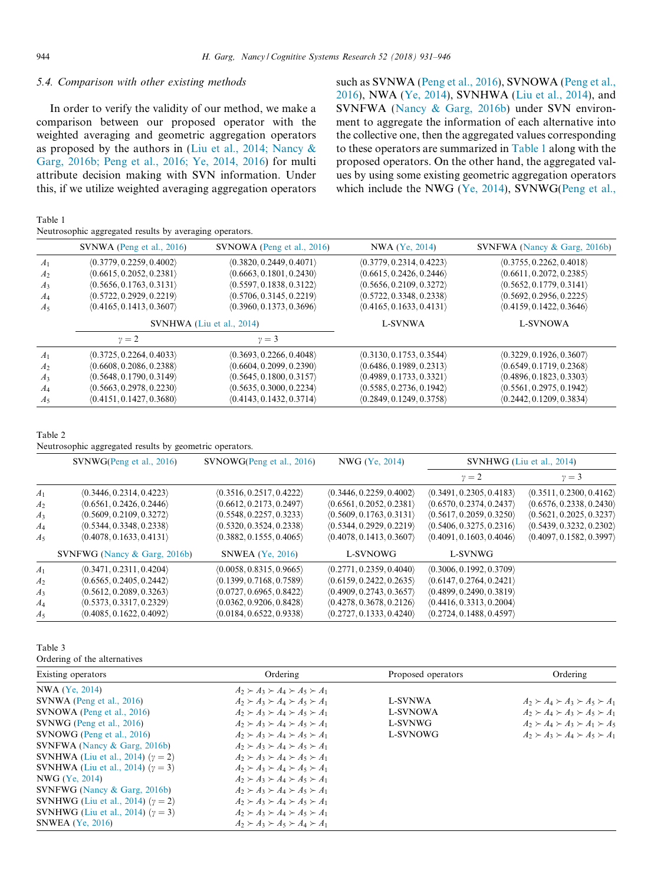### 5.4. Comparison with other existing methods

In order to verify the validity of our method, we make a comparison between our proposed operator with the weighted averaging and geometric aggregation operators as proposed by the authors in (Liu et al., 2014; Nancy & Garg, 2016b; Peng et al., 2016; Ye, 2014, 2016) for multi attribute decision making with SVN information. Under this, if we utilize weighted averaging aggregation operators such as SVNWA (Peng et al., 2016), SVNOWA (Peng et al., 2016), NWA (Ye, 2014), SVNHWA (Liu et al., 2014), and SVNFWA (Nancy & Garg, 2016b) under SVN environment to aggregate the information of each alternative into the collective one, then the aggregated values corresponding to these operators are summarized in Table 1 along with the proposed operators. On the other hand, the aggregated values by using some existing geometric aggregation operators which include the NWG (Ye, 2014), SVNWG(Peng et al.,

Table 1
Neutrosophic aggregated results by averaging operators.

| | SVNWA (Peng et al., 2016) | SVNOWA (Peng et al., 2016) | NWA (Ye, 2014) | SVNFWA (Nancy & Garg, 2016b) |
|---|---|---|---|---|
| $A_1$ | $\langle 0.3779, 0.2259, 0.4002\rangle$ | $\langle 0.3820, 0.2449, 0.4071\rangle$ | $\langle 0.3779, 0.2314, 0.4223\rangle$ | $\langle 0.3755, 0.2262, 0.4018\rangle$ |
| $A_2$ | $\langle 0.6615, 0.2052, 0.2381\rangle$ | $\langle 0.6663, 0.1801, 0.2430\rangle$ | $\langle 0.6615, 0.2426, 0.2446\rangle$ | $\langle 0.6611, 0.2072, 0.2385\rangle$ |
| $A_3$ | $\langle 0.5656, 0.1763, 0.3131\rangle$ | $\langle 0.5597, 0.1838, 0.3122\rangle$ | $\langle 0.5656, 0.2109, 0.3272\rangle$ | $\langle 0.5652, 0.1779, 0.3141\rangle$ |
| $A_4$ | $\langle 0.5722, 0.2929, 0.2219\rangle$ | $\langle 0.5706, 0.3145, 0.2219\rangle$ | $\langle 0.5722, 0.3348, 0.2338\rangle$ | $\langle 0.5692, 0.2956, 0.2225\rangle$ |
| $A_5$ | $\langle 0.4165, 0.1413, 0.3607\rangle$ | $\langle 0.3960, 0.1373, 0.3696\rangle$ | $\langle 0.4165, 0.1633, 0.4131\rangle$ | $\langle 0.4159, 0.1422, 0.3646\rangle$ |
| | SVNHWA (Liu et al., 2014) | | L-SVNWA | L-SVNOWA |
| | $\gamma = 2$ | $\gamma = 3$ | | |
| $A_1$ | $\langle 0.3725, 0.2264, 0.4033\rangle$ | $\langle 0.3693, 0.2266, 0.4048\rangle$ | $\langle 0.3130, 0.1753, 0.3544\rangle$ | $\langle 0.3229, 0.1926, 0.3607\rangle$ |
| $A_2$ | $\langle 0.6608, 0.2086, 0.2388\rangle$ | $\langle 0.6604, 0.2099, 0.2390\rangle$ | $\langle 0.6486, 0.1989, 0.2313\rangle$ | $\langle 0.6549, 0.1719, 0.2368\rangle$ |
| $A_3$ | $\langle 0.5648, 0.1790, 0.3149\rangle$ | $\langle 0.5645, 0.1800, 0.3157\rangle$ | $\langle 0.4989, 0.1733, 0.3321\rangle$ | $\langle 0.4896, 0.1823, 0.3303\rangle$ |
| $A_4$ | $\langle 0.5663, 0.2978, 0.2230\rangle$ | $\langle 0.5635, 0.3000, 0.2234\rangle$ | $\langle 0.5585, 0.2736, 0.1942\rangle$ | $\langle 0.5561, 0.2975, 0.1942\rangle$ |
| $A_5$ | $\langle 0.4151, 0.1427, 0.3680\rangle$ | $\langle 0.4143, 0.1432, 0.3714\rangle$ | $\langle 0.2849, 0.1249, 0.3758\rangle$ | $\langle 0.2442, 0.1209, 0.3834\rangle$ |

Table 2
Neutrosophic aggregated results by geometric operators.

| | SVNWG(Peng et al., 2016) | SVNOWG(Peng et al., 2016) | NWG (Ye, 2014) | SVNHWG (Liu et al., 2014) | |
|---|---|---|---|---|---|
| | | | | $\gamma = 2$ | $\gamma = 3$ |
| $A_1$ | $\langle 0.3446, 0.2314, 0.4223\rangle$ | $\langle 0.3516, 0.2517, 0.4222\rangle$ | $\langle 0.3446, 0.2259, 0.4002\rangle$ | $\langle 0.3491, 0.2305, 0.4183\rangle$ | $\langle 0.3511, 0.2300, 0.4162\rangle$ |
| $A_2$ | $\langle 0.6561, 0.2426, 0.2446\rangle$ | $\langle 0.6612, 0.2173, 0.2497\rangle$ | $\langle 0.6561, 0.2052, 0.2381\rangle$ | $\langle 0.6570, 0.2374, 0.2437\rangle$ | $\langle 0.6576, 0.2338, 0.2430\rangle$ |
| $A_3$ | $\langle 0.5609, 0.2109, 0.3272\rangle$ | $\langle 0.5548, 0.2257, 0.3233\rangle$ | $\langle 0.5609, 0.1763, 0.3131\rangle$ | $\langle 0.5617, 0.2059, 0.3250\rangle$ | $\langle 0.5621, 0.2025, 0.3237\rangle$ |
| $A_4$ | $\langle 0.5344, 0.3348, 0.2338\rangle$ | $\langle 0.5320, 0.3524, 0.2338\rangle$ | $\langle 0.5344, 0.2929, 0.2219\rangle$ | $\langle 0.5406, 0.3275, 0.2316\rangle$ | $\langle 0.5439, 0.3232, 0.2302\rangle$ |
| $A_5$ | $\langle 0.4078, 0.1633, 0.4131\rangle$ | $\langle 0.3882, 0.1555, 0.4065\rangle$ | $\langle 0.4078, 0.1413, 0.3607\rangle$ | $\langle 0.4091, 0.1603, 0.4046\rangle$ | $\langle 0.4097, 0.1582, 0.3997\rangle$ |
| | SVNFWG (Nancy & Garg, 2016b) | SNWEA (Ye, 2016) | L-SVNOWG | L-SVNWG | |
| $A_1$ | $\langle 0.3471, 0.2311, 0.4204\rangle$ | $\langle 0.0058, 0.8315, 0.9665\rangle$ | $\langle 0.2771, 0.2359, 0.4040\rangle$ | $\langle 0.3006, 0.1992, 0.3709\rangle$ | |
| $A_2$ | $\langle 0.6565, 0.2405, 0.2442\rangle$ | $\langle 0.1399, 0.7168, 0.7589\rangle$ | $\langle 0.6159, 0.2422, 0.2635\rangle$ | $\langle 0.6147, 0.2764, 0.2421\rangle$ | |
| $A_3$ | $\langle 0.5612, 0.2089, 0.3263\rangle$ | $\langle 0.0727, 0.6965, 0.8422\rangle$ | $\langle 0.4909, 0.2743, 0.3657\rangle$ | $\langle 0.4899, 0.2490, 0.3819\rangle$ | |
| $A_4$ | $\langle 0.5373, 0.3317, 0.2329\rangle$ | $\langle 0.0362, 0.9206, 0.8428\rangle$ | $\langle 0.4278, 0.3678, 0.2126\rangle$ | $\langle 0.4416, 0.3313, 0.2004\rangle$ | |
| $A_5$ | $\langle 0.4085, 0.1622, 0.4092\rangle$ | $\langle 0.0184, 0.6522, 0.9338\rangle$ | $\langle 0.2727, 0.1333, 0.4240\rangle$ | $\langle 0.2724, 0.1488, 0.4597\rangle$ | |

Table 3
Ordering of the alternatives

| Existing operators | Ordering | Proposed operators | Ordering |
|---|---|---|---|
| NWA (Ye, 2014) | $A_2 \succ A_3 \succ A_4 \succ A_5 \succ A_1$ | | |
| SVNWA (Peng et al., 2016) | $A_2 \succ A_3 \succ A_4 \succ A_5 \succ A_1$ | L-SVNWA | $A_2 \succ A_4 \succ A_3 \succ A_5 \succ A_1$ |
| SVNOWA (Peng et al., 2016) | $A_2 \succ A_3 \succ A_4 \succ A_5 \succ A_1$ | L-SVNOWA | $A_2 \succ A_4 \succ A_3 \succ A_5 \succ A_1$ |
| SVNWG (Peng et al., 2016) | $A_2 \succ A_3 \succ A_4 \succ A_5 \succ A_1$ | L-SVNWG | $A_2 \succ A_4 \succ A_3 \succ A_1 \succ A_5$ |
| SVNOWG (Peng et al., 2016) | $A_2 \succ A_3 \succ A_4 \succ A_5 \succ A_1$ | L-SVNOWG | $A_2 \succ A_3 \succ A_4 \succ A_5 \succ A_1$ |
| SVNFWA (Nancy & Garg, 2016b) | $A_2 \succ A_3 \succ A_4 \succ A_5 \succ A_1$ | | |
| SVNHWA (Liu et al., 2014) ($\gamma = 2$) | $A_2 \succ A_3 \succ A_4 \succ A_5 \succ A_1$ | | |
| SVNHWA (Liu et al., 2014) ($\gamma = 3$) | $A_2 \succ A_3 \succ A_4 \succ A_5 \succ A_1$ | | |
| NWG (Ye, 2014) | $A_2 \succ A_3 \succ A_4 \succ A_5 \succ A_1$ | | |
| SVNFWG (Nancy & Garg, 2016b) | $A_2 \succ A_3 \succ A_4 \succ A_5 \succ A_1$ | | |
| SVNHWG (Liu et al., 2014) ($\gamma = 2$) | $A_2 \succ A_3 \succ A_4 \succ A_5 \succ A_1$ | | |
| SVNHWG (Liu et al., 2014) ($\gamma = 3$) | $A_2 \succ A_3 \succ A_4 \succ A_5 \succ A_1$ | | |
| SNWEA (Ye, 2016) | $A_2 \succ A_3 \succ A_5 \succ A_4 \succ A_1$ | | |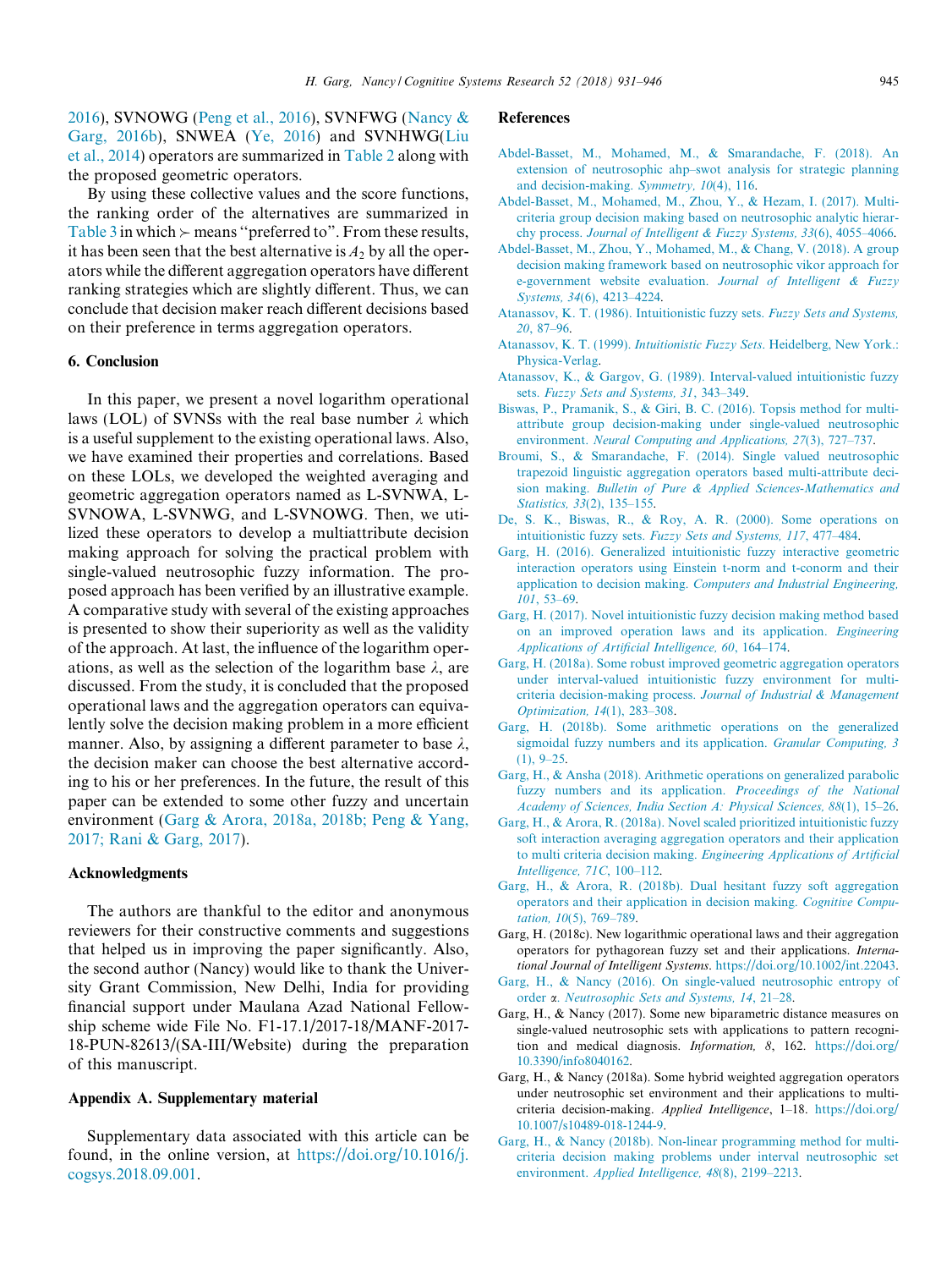2016), SVNOWG (Peng et al., 2016), SVNFWG (Nancy & Garg, 2016b), SNWEA (Ye, 2016) and SVNHWG(Liu et al., 2014) operators are summarized in Table 2 along with the proposed geometric operators.

By using these collective values and the score functions, the ranking order of the alternatives are summarized in Table 3 in which $\succ$ means "preferred to". From these results, it has been seen that the best alternative is $A_2$ by all the operators while the different aggregation operators have different ranking strategies which are slightly different. Thus, we can conclude that decision maker reach different decisions based on their preference in terms aggregation operators.

## 6. Conclusion

In this paper, we present a novel logarithm operational laws (LOL) of SVNSs with the real base number $\lambda$ which is a useful supplement to the existing operational laws. Also, we have examined their properties and correlations. Based on these LOLs, we developed the weighted averaging and geometric aggregation operators named as L-SVNWA, L-SVNOWA, L-SVNWG, and L-SVNOWG. Then, we utilized these operators to develop a multiattribute decision making approach for solving the practical problem with single-valued neutrosophic fuzzy information. The proposed approach has been verified by an illustrative example. A comparative study with several of the existing approaches is presented to show their superiority as well as the validity of the approach. At last, the influence of the logarithm operations, as well as the selection of the logarithm base $\lambda$, are discussed. From the study, it is concluded that the proposed operational laws and the aggregation operators can equivalently solve the decision making problem in a more efficient manner. Also, by assigning a different parameter to base $\lambda$, the decision maker can choose the best alternative according to his or her preferences. In the future, the result of this paper can be extended to some other fuzzy and uncertain environment (Garg & Arora, 2018a, 2018b; Peng & Yang, 2017; Rani & Garg, 2017).

## Acknowledgments

The authors are thankful to the editor and anonymous reviewers for their constructive comments and suggestions that helped us in improving the paper significantly. Also, the second author (Nancy) would like to thank the University Grant Commission, New Delhi, India for providing financial support under Maulana Azad National Fellowship scheme wide File No. F1-17.1/2017-18/MANF-2017-18-PUN-82613/(SA-III/Website) during the preparation of this manuscript.

## Appendix A. Supplementary material

Supplementary data associated with this article can be found, in the online version, at https://doi.org/10.1016/j.cogsys.2018.09.001.

## References

Abdel-Basset, M., Mohamed, M., & Smarandache, F. (2018). An extension of neutrosophic ahp–swot analysis for strategic planning and decision-making. *Symmetry, 10*(4), 116.

Abdel-Basset, M., Mohamed, M., Zhou, Y., & Hezam, I. (2017). Multi-criteria group decision making based on neutrosophic analytic hierarchy process. *Journal of Intelligent & Fuzzy Systems, 33*(6), 4055–4066.

Abdel-Basset, M., Zhou, Y., Mohamed, M., & Chang, V. (2018). A group decision making framework based on neutrosophic vikor approach for e-government website evaluation. *Journal of Intelligent & Fuzzy Systems, 34*(6), 4213–4224.

Atanassov, K. T. (1986). Intuitionistic fuzzy sets. *Fuzzy Sets and Systems, 20*, 87–96.

Atanassov, K. T. (1999). *Intuitionistic Fuzzy Sets*. Heidelberg, New York.: Physica-Verlag.

Atanassov, K., & Gargov, G. (1989). Interval-valued intuitionistic fuzzy sets. *Fuzzy Sets and Systems, 31*, 343–349.

Biswas, P., Pramanik, S., & Giri, B. C. (2016). Topsis method for multi-attribute group decision-making under single-valued neutrosophic environment. *Neural Computing and Applications, 27*(3), 727–737.

Broumi, S., & Smarandache, F. (2014). Single valued neutrosophic trapezoid linguistic aggregation operators based multi-attribute decision making. *Bulletin of Pure & Applied Sciences-Mathematics and Statistics, 33*(2), 135–155.

De, S. K., Biswas, R., & Roy, A. R. (2000). Some operations on intuitionistic fuzzy sets. *Fuzzy Sets and Systems, 117*, 477–484.

Garg, H. (2016). Generalized intuitionistic fuzzy interactive geometric interaction operators using Einstein t-norm and t-conorm and their application to decision making. *Computers and Industrial Engineering, 101*, 53–69.

Garg, H. (2017). Novel intuitionistic fuzzy decision making method based on an improved operation laws and its application. *Engineering Applications of Artificial Intelligence, 60*, 164–174.

Garg, H. (2018a). Some robust improved geometric aggregation operators under interval-valued intuitionistic fuzzy environment for multi-criteria decision-making process. *Journal of Industrial & Management Optimization, 14*(1), 283–308.

Garg, H. (2018b). Some arithmetic operations on the generalized sigmoidal fuzzy numbers and its application. *Granular Computing, 3*(1), 9–25.

Garg, H., & Ansha (2018). Arithmetic operations on generalized parabolic fuzzy numbers and its application. *Proceedings of the National Academy of Sciences, India Section A: Physical Sciences, 88*(1), 15–26.

Garg, H., & Arora, R. (2018a). Novel scaled prioritized intuitionistic fuzzy soft interaction averaging aggregation operators and their application to multi criteria decision making. *Engineering Applications of Artificial Intelligence, 71C*, 100–112.

Garg, H., & Arora, R. (2018b). Dual hesitant fuzzy soft aggregation operators and their application in decision making. *Cognitive Computation, 10*(5), 769–789.

Garg, H. (2018c). New logarithmic operational laws and their aggregation operators for pythagorean fuzzy set and their applications. *International Journal of Intelligent Systems*. https://doi.org/10.1002/int.22043.

Garg, H., & Nancy (2016). On single-valued neutrosophic entropy of order α. *Neutrosophic Sets and Systems, 14*, 21–28.

Garg, H., & Nancy (2017). Some new biparametric distance measures on single-valued neutrosophic sets with applications to pattern recognition and medical diagnosis. *Information, 8*, 162. https://doi.org/10.3390/info8040162.

Garg, H., & Nancy (2018a). Some hybrid weighted aggregation operators under neutrosophic set environment and their applications to multi-criteria decision-making. *Applied Intelligence*, 1–18. https://doi.org/10.1007/s10489-018-1244-9.

Garg, H., & Nancy (2018b). Non-linear programming method for multi-criteria decision making problems under interval neutrosophic set environment. *Applied Intelligence, 48*(8), 2199–2213.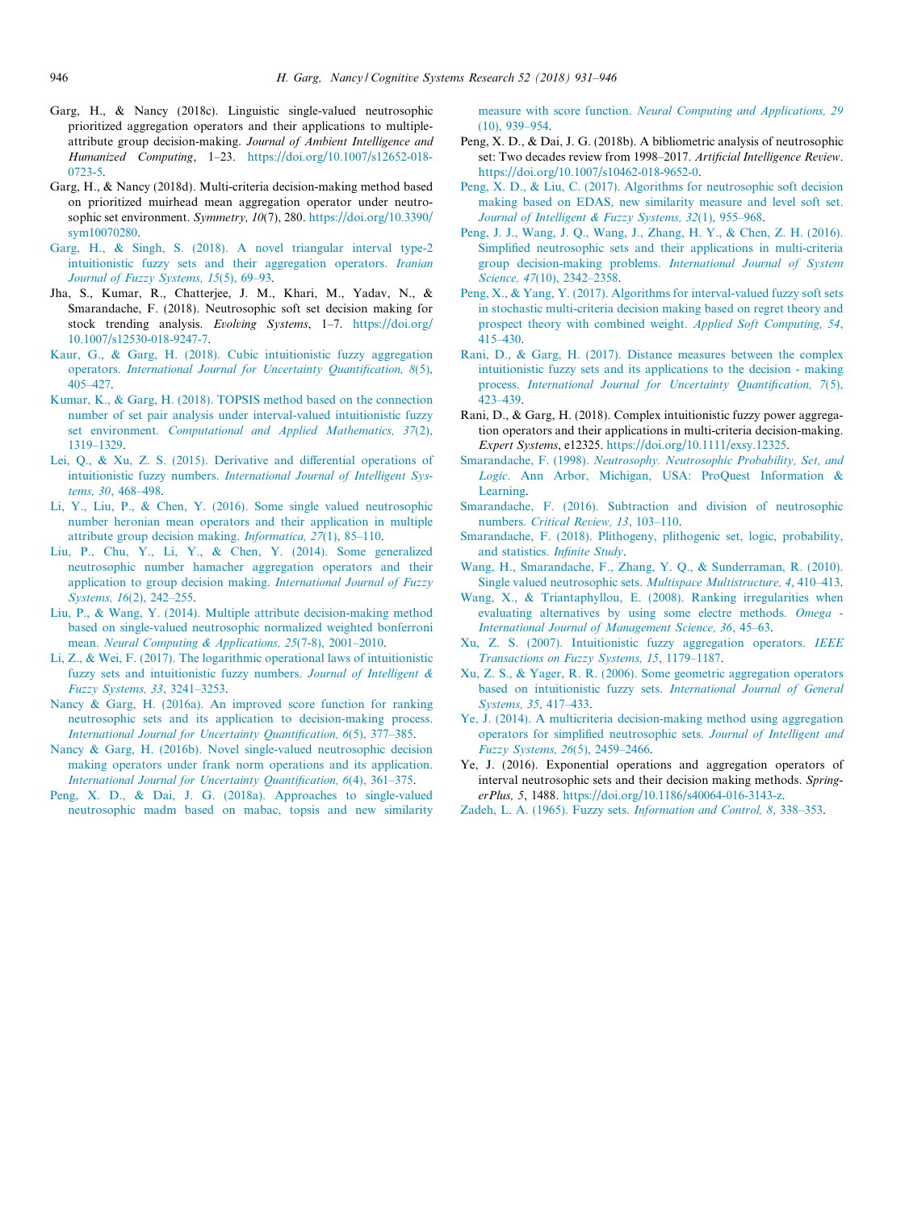Garg, H., & Nancy (2018c). Linguistic single-valued neutrosophic prioritized aggregation operators and their applications to multiple-attribute group decision-making. *Journal of Ambient Intelligence and Humanized Computing*, 1–23. https://doi.org/10.1007/s12652-018-0723-5.

Garg, H., & Nancy (2018d). Multi-criteria decision-making method based on prioritized muirhead mean aggregation operator under neutrosophic set environment. *Symmetry, 10*(7), 280. https://doi.org/10.3390/sym10070280.

Garg, H., & Singh, S. (2018). A novel triangular interval type-2 intuitionistic fuzzy sets and their aggregation operators. *Iranian Journal of Fuzzy Systems, 15*(5), 69–93.

Jha, S., Kumar, R., Chatterjee, J. M., Khari, M., Yadav, N., & Smarandache, F. (2018). Neutrosophic soft set decision making for stock trending analysis. *Evolving Systems*, 1–7. https://doi.org/10.1007/s12530-018-9247-7.

Kaur, G., & Garg, H. (2018). Cubic intuitionistic fuzzy aggregation operators. *International Journal for Uncertainty Quantification, 8*(5), 405–427.

Kumar, K., & Garg, H. (2018). TOPSIS method based on the connection number of set pair analysis under interval-valued intuitionistic fuzzy set environment. *Computational and Applied Mathematics, 37*(2), 1319–1329.

Lei, Q., & Xu, Z. S. (2015). Derivative and differential operations of intuitionistic fuzzy numbers. *International Journal of Intelligent Systems, 30*, 468–498.

Li, Y., Liu, P., & Chen, Y. (2016). Some single valued neutrosophic number heronian mean operators and their application in multiple attribute group decision making. *Informatica, 27*(1), 85–110.

Liu, P., Chu, Y., Li, Y., & Chen, Y. (2014). Some generalized neutrosophic number hamacher aggregation operators and their application to group decision making. *International Journal of Fuzzy Systems, 16*(2), 242–255.

Liu, P., & Wang, Y. (2014). Multiple attribute decision-making method based on single-valued neutrosophic normalized weighted bonferroni mean. *Neural Computing & Applications, 25*(7-8), 2001–2010.

Li, Z., & Wei, F. (2017). The logarithmic operational laws of intuitionistic fuzzy sets and intuitionistic fuzzy numbers. *Journal of Intelligent & Fuzzy Systems, 33*, 3241–3253.

Nancy & Garg, H. (2016a). An improved score function for ranking neutrosophic sets and its application to decision-making process. *International Journal for Uncertainty Quantification, 6*(5), 377–385.

Nancy & Garg, H. (2016b). Novel single-valued neutrosophic decision making operators under frank norm operations and its application. *International Journal for Uncertainty Quantification, 6*(4), 361–375.

Peng, X. D., & Dai, J. G. (2018a). Approaches to single-valued neutrosophic madm based on mabac, topsis and new similarity measure with score function. *Neural Computing and Applications, 29*(10), 939–954.

Peng, X. D., & Dai, J. G. (2018b). A bibliometric analysis of neutrosophic set: Two decades review from 1998–2017. *Artificial Intelligence Review*. https://doi.org/10.1007/s10462-018-9652-0.

Peng, X. D., & Liu, C. (2017). Algorithms for neutrosophic soft decision making based on EDAS, new similarity measure and level soft set. *Journal of Intelligent & Fuzzy Systems, 32*(1), 955–968.

Peng, J. J., Wang, J. Q., Wang, J., Zhang, H. Y., & Chen, Z. H. (2016). Simplified neutrosophic sets and their applications in multi-criteria group decision-making problems. *International Journal of System Science, 47*(10), 2342–2358.

Peng, X., & Yang, Y. (2017). Algorithms for interval-valued fuzzy soft sets in stochastic multi-criteria decision making based on regret theory and prospect theory with combined weight. *Applied Soft Computing, 54*, 415–430.

Rani, D., & Garg, H. (2017). Distance measures between the complex intuitionistic fuzzy sets and its applications to the decision - making process. *International Journal for Uncertainty Quantification, 7*(5), 423–439.

Rani, D., & Garg, H. (2018). Complex intuitionistic fuzzy power aggregation operators and their applications in multi-criteria decision-making. *Expert Systems*, e12325. https://doi.org/10.1111/exsy.12325.

Smarandache, F. (1998). *Neutrosophy. Neutrosophic Probability, Set, and Logic*. Ann Arbor, Michigan, USA: ProQuest Information & Learning.

Smarandache, F. (2016). Subtraction and division of neutrosophic numbers. *Critical Review, 13*, 103–110.

Smarandache, F. (2018). Plithogeny, plithogenic set, logic, probability, and statistics. *Infinite Study*.

Wang, H., Smarandache, F., Zhang, Y. Q., & Sunderraman, R. (2010). Single valued neutrosophic sets. *Multispace Multistructure, 4*, 410–413.

Wang, X., & Triantaphyllou, E. (2008). Ranking irregularities when evaluating alternatives by using some electre methods. *Omega - International Journal of Management Science, 36*, 45–63.

Xu, Z. S. (2007). Intuitionistic fuzzy aggregation operators. *IEEE Transactions on Fuzzy Systems, 15*, 1179–1187.

Xu, Z. S., & Yager, R. R. (2006). Some geometric aggregation operators based on intuitionistic fuzzy sets. *International Journal of General Systems, 35*, 417–433.

Ye, J. (2014). A multicriteria decision-making method using aggregation operators for simplified neutrosophic sets. *Journal of Intelligent and Fuzzy Systems, 26*(5), 2459–2466.

Ye, J. (2016). Exponential operations and aggregation operators of interval neutrosophic sets and their decision making methods. *SpringerPlus, 5*, 1488. https://doi.org/10.1186/s40064-016-3143-z.

Zadeh, L. A. (1965). Fuzzy sets. *Information and Control, 8*, 338–353.